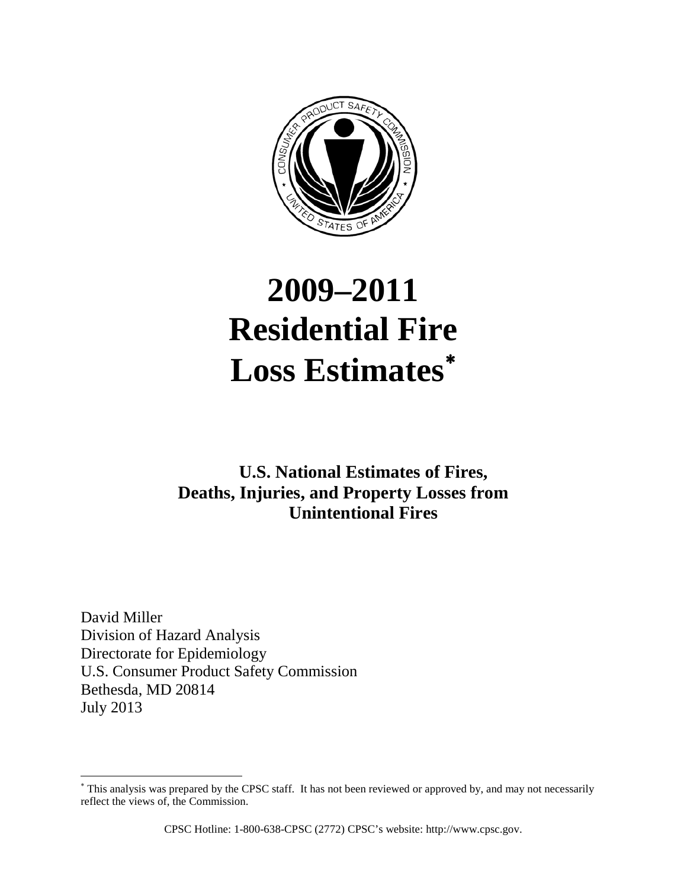# 2009–2011 Residential Fire Loss Estimates[*]

**U.S. National Estimates of Fires, Deaths, Injuries, and Property Losses from Unintentional Fires**

David Miller
Division of Hazard Analysis
Directorate for Epidemiology
U.S. Consumer Product Safety Commission
Bethesda, MD 20814
July 2013

[*] This analysis was prepared by the CPSC staff. It has not been reviewed or approved by, and may not necessarily reflect the views of, the Commission.

CPSC Hotline: 1-800-638-CPSC (2772) CPSC's website: http://www.cpsc.gov.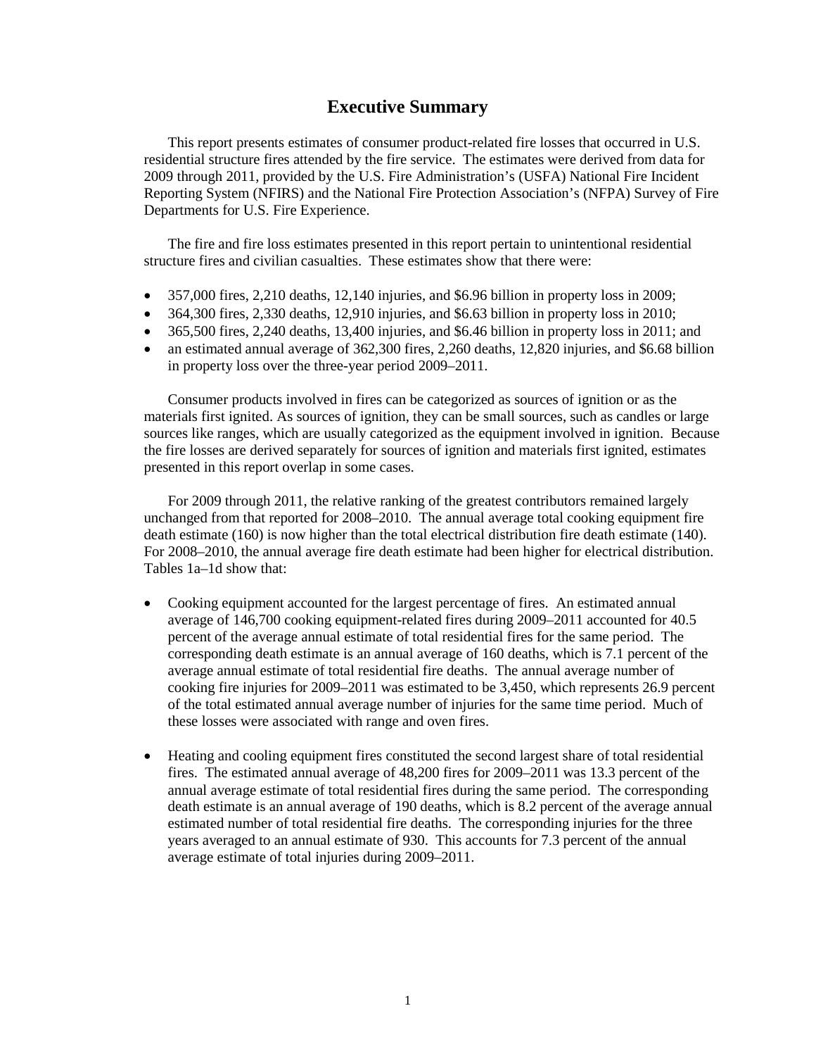# Executive Summary

This report presents estimates of consumer product-related fire losses that occurred in U.S. residential structure fires attended by the fire service. The estimates were derived from data for 2009 through 2011, provided by the U.S. Fire Administration's (USFA) National Fire Incident Reporting System (NFIRS) and the National Fire Protection Association's (NFPA) Survey of Fire Departments for U.S. Fire Experience.

The fire and fire loss estimates presented in this report pertain to unintentional residential structure fires and civilian casualties. These estimates show that there were:

- 357,000 fires, 2,210 deaths, 12,140 injuries, and $6.96 billion in property loss in 2009;
- 364,300 fires, 2,330 deaths, 12,910 injuries, and $6.63 billion in property loss in 2010;
- 365,500 fires, 2,240 deaths, 13,400 injuries, and $6.46 billion in property loss in 2011; and
- an estimated annual average of 362,300 fires, 2,260 deaths, 12,820 injuries, and $6.68 billion in property loss over the three-year period 2009–2011.

Consumer products involved in fires can be categorized as sources of ignition or as the materials first ignited. As sources of ignition, they can be small sources, such as candles or large sources like ranges, which are usually categorized as the equipment involved in ignition. Because the fire losses are derived separately for sources of ignition and materials first ignited, estimates presented in this report overlap in some cases.

For 2009 through 2011, the relative ranking of the greatest contributors remained largely unchanged from that reported for 2008–2010. The annual average total cooking equipment fire death estimate (160) is now higher than the total electrical distribution fire death estimate (140). For 2008–2010, the annual average fire death estimate had been higher for electrical distribution. Tables 1a–1d show that:

- Cooking equipment accounted for the largest percentage of fires. An estimated annual average of 146,700 cooking equipment-related fires during 2009–2011 accounted for 40.5 percent of the average annual estimate of total residential fires for the same period. The corresponding death estimate is an annual average of 160 deaths, which is 7.1 percent of the average annual estimate of total residential fire deaths. The annual average number of cooking fire injuries for 2009–2011 was estimated to be 3,450, which represents 26.9 percent of the total estimated annual average number of injuries for the same time period. Much of these losses were associated with range and oven fires.

- Heating and cooling equipment fires constituted the second largest share of total residential fires. The estimated annual average of 48,200 fires for 2009–2011 was 13.3 percent of the annual average estimate of total residential fires during the same period. The corresponding death estimate is an annual average of 190 deaths, which is 8.2 percent of the average annual estimated number of total residential fire deaths. The corresponding injuries for the three years averaged to an annual estimate of 930. This accounts for 7.3 percent of the annual average estimate of total injuries during 2009–2011.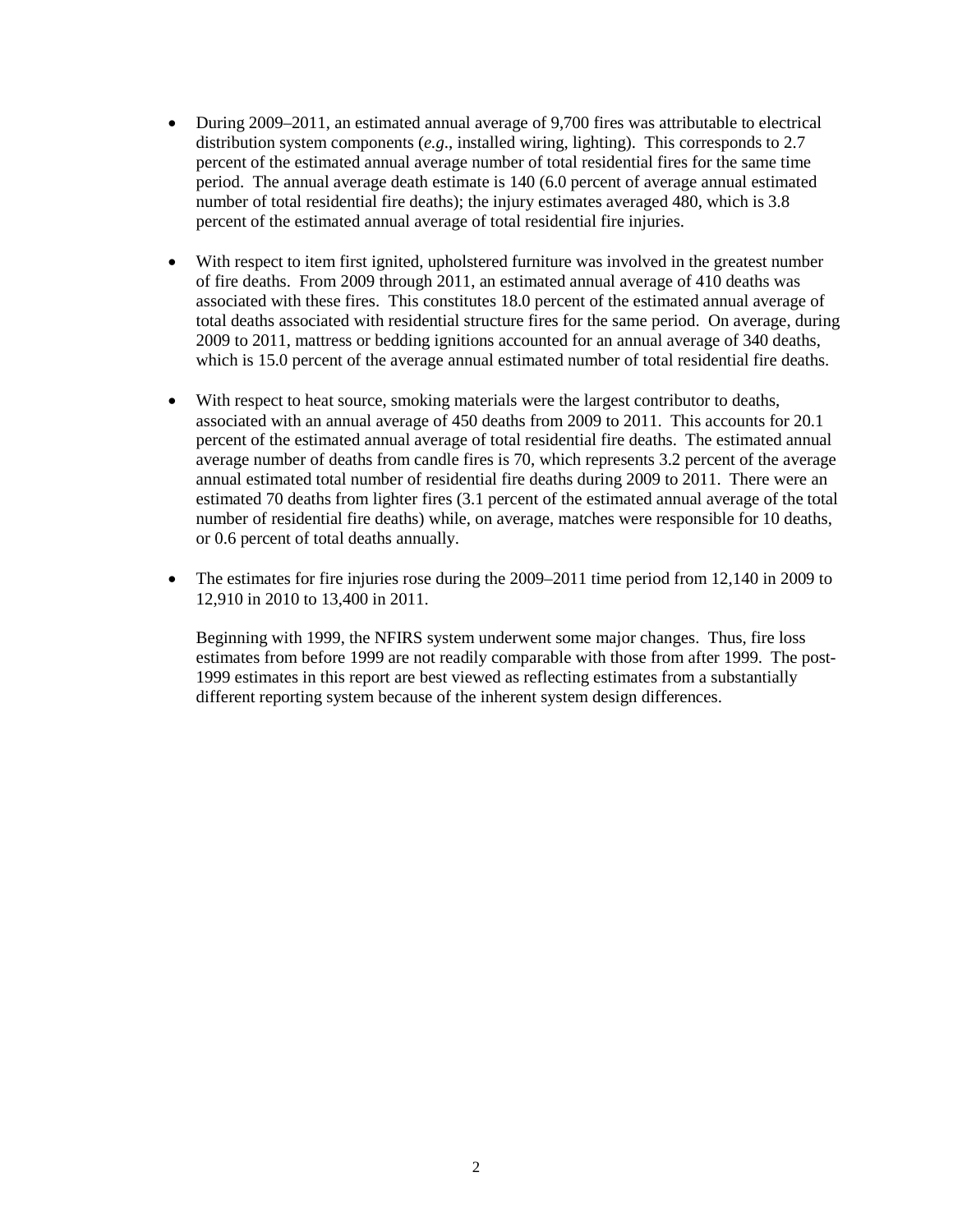- During 2009–2011, an estimated annual average of 9,700 fires was attributable to electrical distribution system components (*e.g*., installed wiring, lighting). This corresponds to 2.7 percent of the estimated annual average number of total residential fires for the same time period. The annual average death estimate is 140 (6.0 percent of average annual estimated number of total residential fire deaths); the injury estimates averaged 480, which is 3.8 percent of the estimated annual average of total residential fire injuries.

- With respect to item first ignited, upholstered furniture was involved in the greatest number of fire deaths. From 2009 through 2011, an estimated annual average of 410 deaths was associated with these fires. This constitutes 18.0 percent of the estimated annual average of total deaths associated with residential structure fires for the same period. On average, during 2009 to 2011, mattress or bedding ignitions accounted for an annual average of 340 deaths, which is 15.0 percent of the average annual estimated number of total residential fire deaths.

- With respect to heat source, smoking materials were the largest contributor to deaths, associated with an annual average of 450 deaths from 2009 to 2011. This accounts for 20.1 percent of the estimated annual average of total residential fire deaths. The estimated annual average number of deaths from candle fires is 70, which represents 3.2 percent of the average annual estimated total number of residential fire deaths during 2009 to 2011. There were an estimated 70 deaths from lighter fires (3.1 percent of the estimated annual average of the total number of residential fire deaths) while, on average, matches were responsible for 10 deaths, or 0.6 percent of total deaths annually.

- The estimates for fire injuries rose during the 2009–2011 time period from 12,140 in 2009 to 12,910 in 2010 to 13,400 in 2011.

  Beginning with 1999, the NFIRS system underwent some major changes. Thus, fire loss estimates from before 1999 are not readily comparable with those from after 1999. The post-1999 estimates in this report are best viewed as reflecting estimates from a substantially different reporting system because of the inherent system design differences.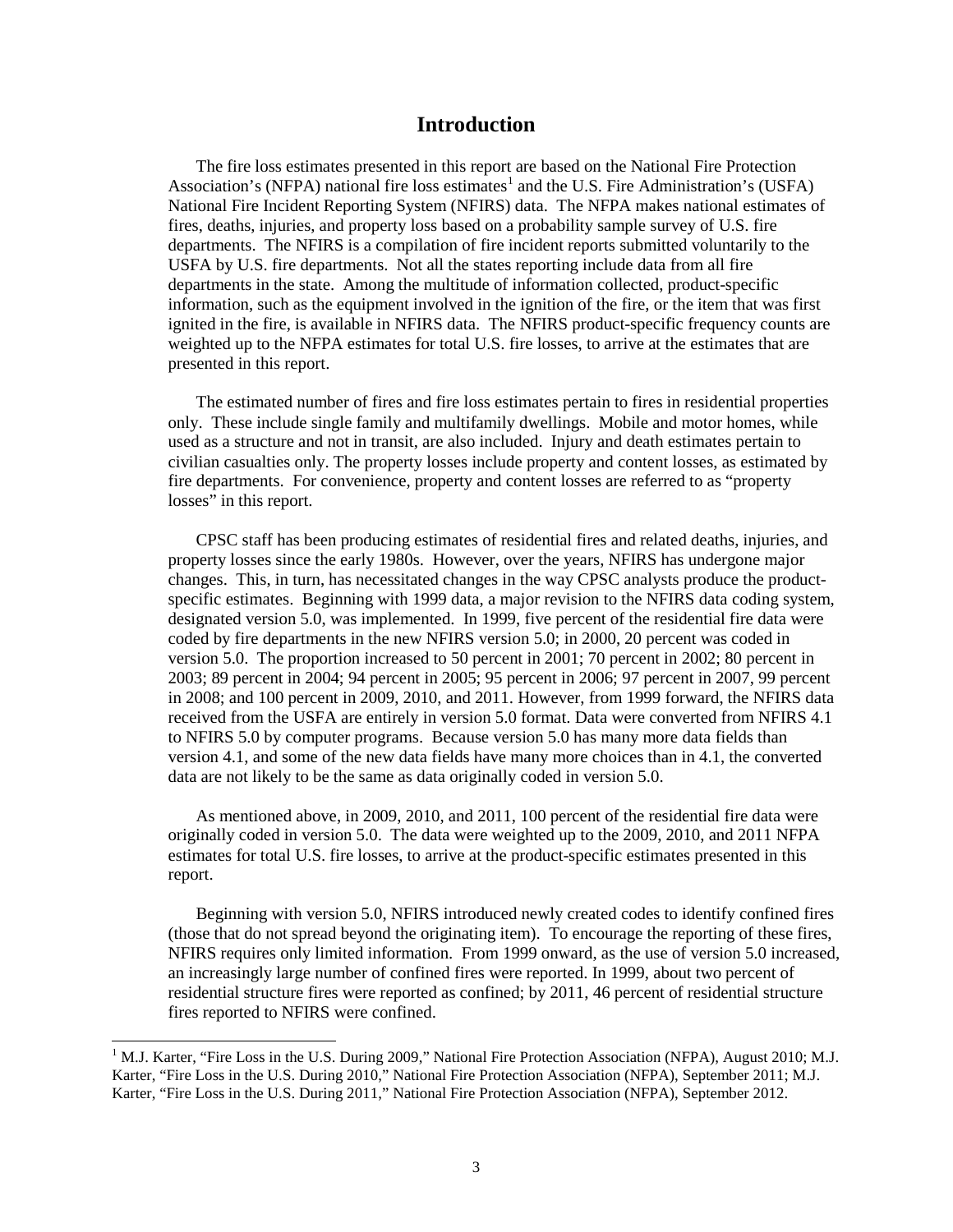# Introduction

The fire loss estimates presented in this report are based on the National Fire Protection Association's (NFPA) national fire loss estimates[1] and the U.S. Fire Administration's (USFA) National Fire Incident Reporting System (NFIRS) data. The NFPA makes national estimates of fires, deaths, injuries, and property loss based on a probability sample survey of U.S. fire departments. The NFIRS is a compilation of fire incident reports submitted voluntarily to the USFA by U.S. fire departments. Not all the states reporting include data from all fire departments in the state. Among the multitude of information collected, product-specific information, such as the equipment involved in the ignition of the fire, or the item that was first ignited in the fire, is available in NFIRS data. The NFIRS product-specific frequency counts are weighted up to the NFPA estimates for total U.S. fire losses, to arrive at the estimates that are presented in this report.

The estimated number of fires and fire loss estimates pertain to fires in residential properties only. These include single family and multifamily dwellings. Mobile and motor homes, while used as a structure and not in transit, are also included. Injury and death estimates pertain to civilian casualties only. The property losses include property and content losses, as estimated by fire departments. For convenience, property and content losses are referred to as "property losses" in this report.

CPSC staff has been producing estimates of residential fires and related deaths, injuries, and property losses since the early 1980s. However, over the years, NFIRS has undergone major changes. This, in turn, has necessitated changes in the way CPSC analysts produce the product-specific estimates. Beginning with 1999 data, a major revision to the NFIRS data coding system, designated version 5.0, was implemented. In 1999, five percent of the residential fire data were coded by fire departments in the new NFIRS version 5.0; in 2000, 20 percent was coded in version 5.0. The proportion increased to 50 percent in 2001; 70 percent in 2002; 80 percent in 2003; 89 percent in 2004; 94 percent in 2005; 95 percent in 2006; 97 percent in 2007, 99 percent in 2008; and 100 percent in 2009, 2010, and 2011. However, from 1999 forward, the NFIRS data received from the USFA are entirely in version 5.0 format. Data were converted from NFIRS 4.1 to NFIRS 5.0 by computer programs. Because version 5.0 has many more data fields than version 4.1, and some of the new data fields have many more choices than in 4.1, the converted data are not likely to be the same as data originally coded in version 5.0.

As mentioned above, in 2009, 2010, and 2011, 100 percent of the residential fire data were originally coded in version 5.0. The data were weighted up to the 2009, 2010, and 2011 NFPA estimates for total U.S. fire losses, to arrive at the product-specific estimates presented in this report.

Beginning with version 5.0, NFIRS introduced newly created codes to identify confined fires (those that do not spread beyond the originating item). To encourage the reporting of these fires, NFIRS requires only limited information. From 1999 onward, as the use of version 5.0 increased, an increasingly large number of confined fires were reported. In 1999, about two percent of residential structure fires were reported as confined; by 2011, 46 percent of residential structure fires reported to NFIRS were confined.

---

[1] M.J. Karter, "Fire Loss in the U.S. During 2009," National Fire Protection Association (NFPA), August 2010; M.J. Karter, "Fire Loss in the U.S. During 2010," National Fire Protection Association (NFPA), September 2011; M.J. Karter, "Fire Loss in the U.S. During 2011," National Fire Protection Association (NFPA), September 2012.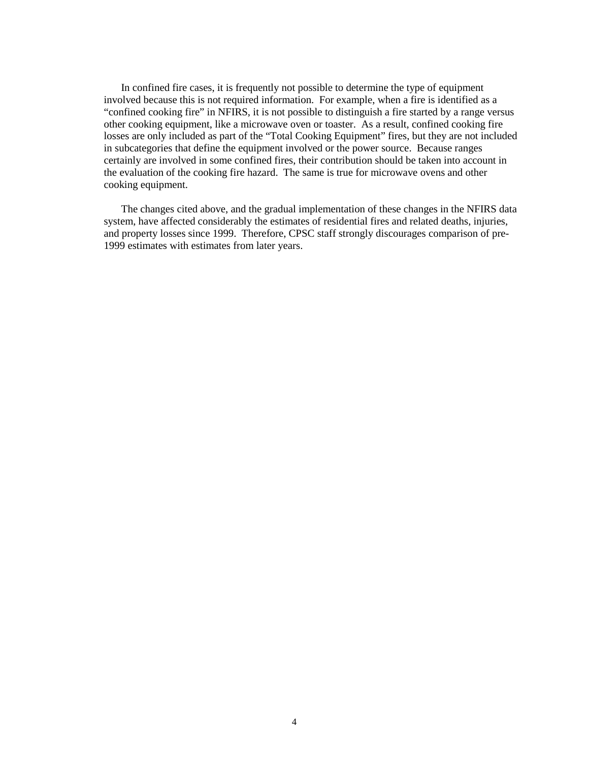In confined fire cases, it is frequently not possible to determine the type of equipment involved because this is not required information. For example, when a fire is identified as a "confined cooking fire" in NFIRS, it is not possible to distinguish a fire started by a range versus other cooking equipment, like a microwave oven or toaster. As a result, confined cooking fire losses are only included as part of the "Total Cooking Equipment" fires, but they are not included in subcategories that define the equipment involved or the power source. Because ranges certainly are involved in some confined fires, their contribution should be taken into account in the evaluation of the cooking fire hazard. The same is true for microwave ovens and other cooking equipment.

The changes cited above, and the gradual implementation of these changes in the NFIRS data system, have affected considerably the estimates of residential fires and related deaths, injuries, and property losses since 1999. Therefore, CPSC staff strongly discourages comparison of pre-1999 estimates with estimates from later years.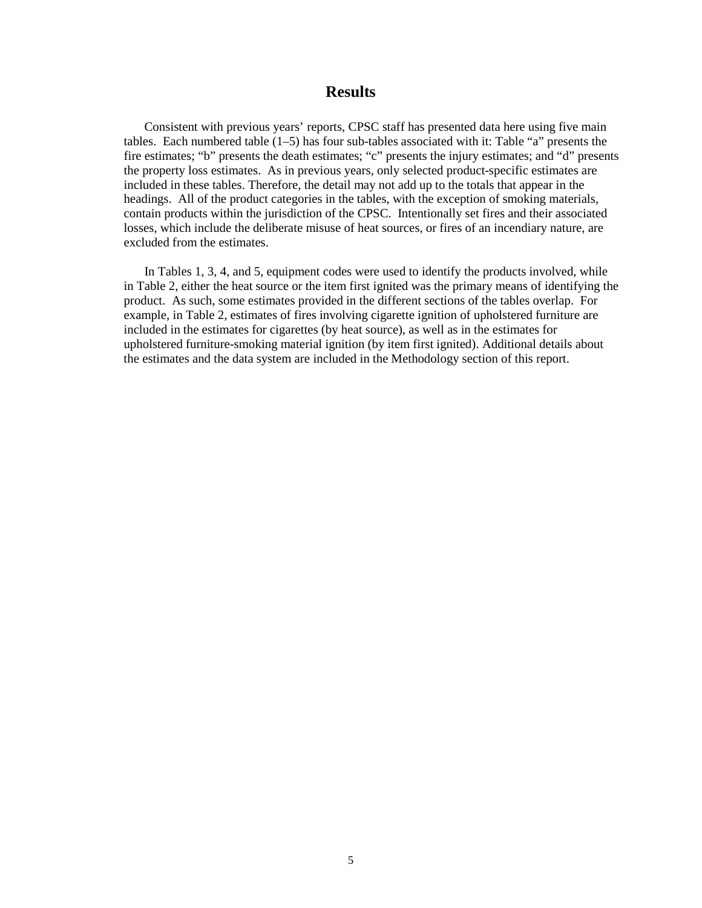# Results

Consistent with previous years' reports, CPSC staff has presented data here using five main tables. Each numbered table (1–5) has four sub-tables associated with it: Table "a" presents the fire estimates; "b" presents the death estimates; "c" presents the injury estimates; and "d" presents the property loss estimates. As in previous years, only selected product-specific estimates are included in these tables. Therefore, the detail may not add up to the totals that appear in the headings. All of the product categories in the tables, with the exception of smoking materials, contain products within the jurisdiction of the CPSC. Intentionally set fires and their associated losses, which include the deliberate misuse of heat sources, or fires of an incendiary nature, are excluded from the estimates.

In Tables 1, 3, 4, and 5, equipment codes were used to identify the products involved, while in Table 2, either the heat source or the item first ignited was the primary means of identifying the product. As such, some estimates provided in the different sections of the tables overlap. For example, in Table 2, estimates of fires involving cigarette ignition of upholstered furniture are included in the estimates for cigarettes (by heat source), as well as in the estimates for upholstered furniture-smoking material ignition (by item first ignited). Additional details about the estimates and the data system are included in the Methodology section of this report.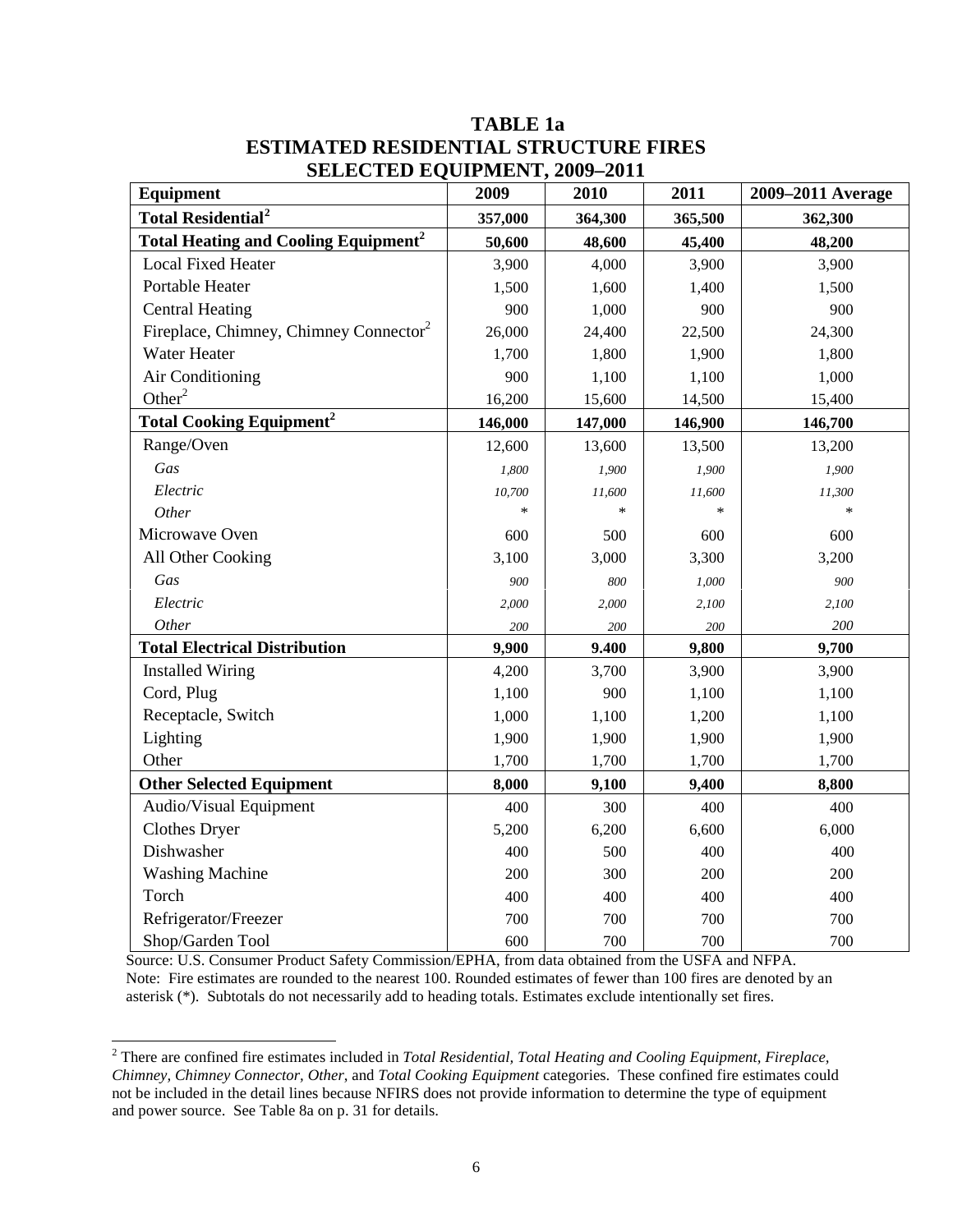# TABLE 1a
# ESTIMATED RESIDENTIAL STRUCTURE FIRES
# SELECTED EQUIPMENT, 2009–2011

| Equipment | 2009 | 2010 | 2011 | 2009–2011 Average |
|---|---|---|---|---|
| **Total Residential[2]** | **357,000** | **364,300** | **365,500** | **362,300** |
| **Total Heating and Cooling Equipment[2]** | **50,600** | **48,600** | **45,400** | **48,200** |
| Local Fixed Heater | 3,900 | 4,000 | 3,900 | 3,900 |
| Portable Heater | 1,500 | 1,600 | 1,400 | 1,500 |
| Central Heating | 900 | 1,000 | 900 | 900 |
| Fireplace, Chimney, Chimney Connector[2] | 26,000 | 24,400 | 22,500 | 24,300 |
| Water Heater | 1,700 | 1,800 | 1,900 | 1,800 |
| Air Conditioning | 900 | 1,100 | 1,100 | 1,000 |
| Other[2] | 16,200 | 15,600 | 14,500 | 15,400 |
| **Total Cooking Equipment[2]** | **146,000** | **147,000** | **146,900** | **146,700** |
| Range/Oven | 12,600 | 13,600 | 13,500 | 13,200 |
| *Gas* | *1,800* | *1,900* | *1,900* | *1,900* |
| *Electric* | *10,700* | *11,600* | *11,600* | *11,300* |
| *Other* | * | * | * | * |
| Microwave Oven | 600 | 500 | 600 | 600 |
| All Other Cooking | 3,100 | 3,000 | 3,300 | 3,200 |
| *Gas* | *900* | *800* | *1,000* | *900* |
| *Electric* | *2,000* | *2,000* | *2,100* | *2,100* |
| *Other* | *200* | *200* | *200* | *200* |
| **Total Electrical Distribution** | **9,900** | **9.400** | **9,800** | **9,700** |
| Installed Wiring | 4,200 | 3,700 | 3,900 | 3,900 |
| Cord, Plug | 1,100 | 900 | 1,100 | 1,100 |
| Receptacle, Switch | 1,000 | 1,100 | 1,200 | 1,100 |
| Lighting | 1,900 | 1,900 | 1,900 | 1,900 |
| Other | 1,700 | 1,700 | 1,700 | 1,700 |
| **Other Selected Equipment** | **8,000** | **9,100** | **9,400** | **8,800** |
| Audio/Visual Equipment | 400 | 300 | 400 | 400 |
| Clothes Dryer | 5,200 | 6,200 | 6,600 | 6,000 |
| Dishwasher | 400 | 500 | 400 | 400 |
| Washing Machine | 200 | 300 | 200 | 200 |
| Torch | 400 | 400 | 400 | 400 |
| Refrigerator/Freezer | 700 | 700 | 700 | 700 |
| Shop/Garden Tool | 600 | 700 | 700 | 700 |

Source: U.S. Consumer Product Safety Commission/EPHA, from data obtained from the USFA and NFPA.
Note: Fire estimates are rounded to the nearest 100. Rounded estimates of fewer than 100 fires are denoted by an asterisk (*). Subtotals do not necessarily add to heading totals. Estimates exclude intentionally set fires.

[2] There are confined fire estimates included in *Total Residential, Total Heating and Cooling Equipment, Fireplace, Chimney, Chimney Connector, Other*, and *Total Cooking Equipment* categories. These confined fire estimates could not be included in the detail lines because NFIRS does not provide information to determine the type of equipment and power source. See Table 8a on p. 31 for details.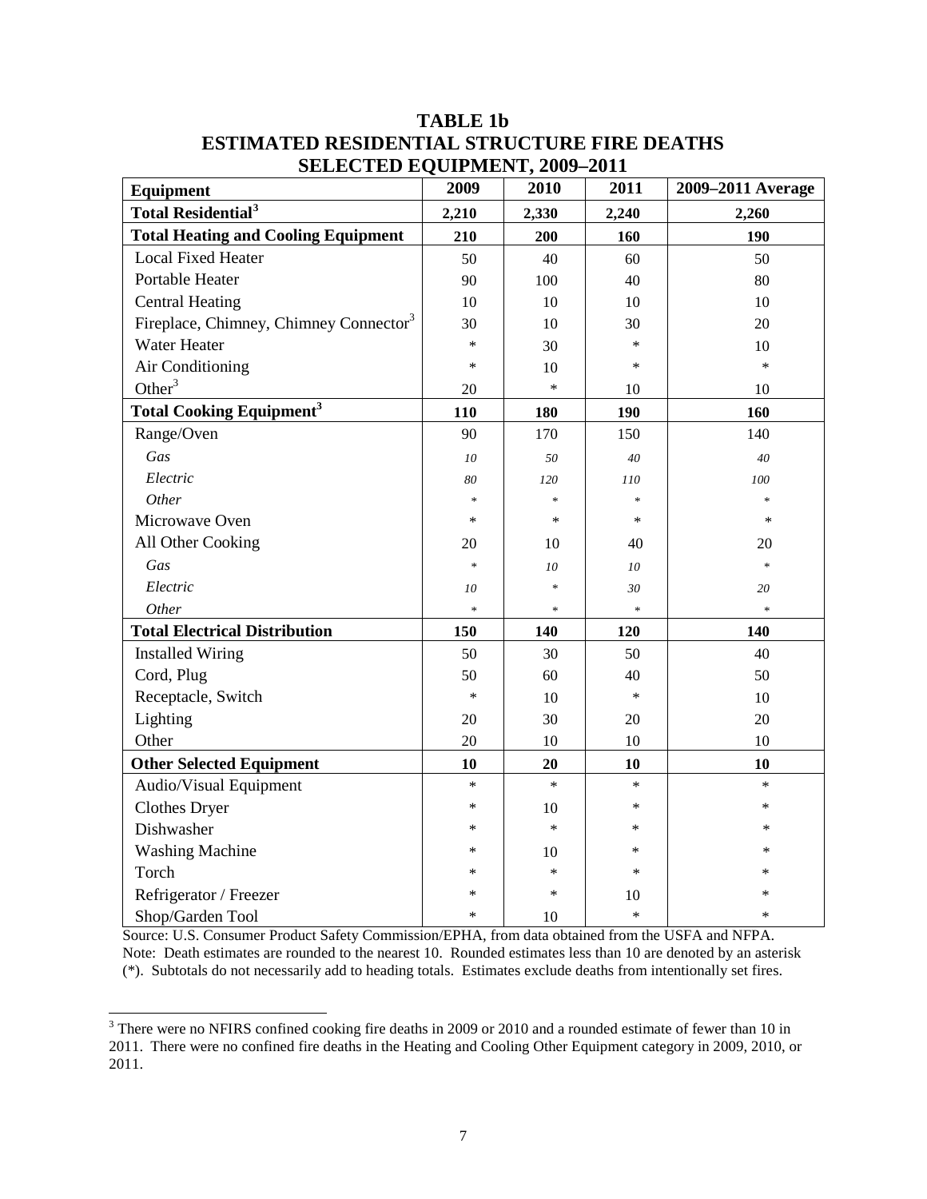# TABLE 1b
# ESTIMATED RESIDENTIAL STRUCTURE FIRE DEATHS
# SELECTED EQUIPMENT, 2009–2011

| Equipment | 2009 | 2010 | 2011 | 2009–2011 Average |
|---|---|---|---|---|
| **Total Residential[3]** | **2,210** | **2,330** | **2,240** | **2,260** |
| **Total Heating and Cooling Equipment** | **210** | **200** | **160** | **190** |
| Local Fixed Heater | 50 | 40 | 60 | 50 |
| Portable Heater | 90 | 100 | 40 | 80 |
| Central Heating | 10 | 10 | 10 | 10 |
| Fireplace, Chimney, Chimney Connector[3] | 30 | 10 | 30 | 20 |
| Water Heater | * | 30 | * | 10 |
| Air Conditioning | * | 10 | * | * |
| Other[3] | 20 | * | 10 | 10 |
| **Total Cooking Equipment[3]** | **110** | **180** | **190** | **160** |
| Range/Oven | 90 | 170 | 150 | 140 |
| *Gas* | *10* | *50* | *40* | *40* |
| *Electric* | *80* | *120* | *110* | *100* |
| *Other* | * | * | * | * |
| Microwave Oven | * | * | * | * |
| All Other Cooking | 20 | 10 | 40 | 20 |
| *Gas* | * | *10* | *10* | * |
| *Electric* | *10* | * | *30* | *20* |
| *Other* | * | * | * | * |
| **Total Electrical Distribution** | **150** | **140** | **120** | **140** |
| Installed Wiring | 50 | 30 | 50 | 40 |
| Cord, Plug | 50 | 60 | 40 | 50 |
| Receptacle, Switch | * | 10 | * | 10 |
| Lighting | 20 | 30 | 20 | 20 |
| Other | 20 | 10 | 10 | 10 |
| **Other Selected Equipment** | **10** | **20** | **10** | **10** |
| Audio/Visual Equipment | * | * | * | * |
| Clothes Dryer | * | 10 | * | * |
| Dishwasher | * | * | * | * |
| Washing Machine | * | 10 | * | * |
| Torch | * | * | * | * |
| Refrigerator / Freezer | * | * | 10 | * |
| Shop/Garden Tool | * | 10 | * | * |

Source: U.S. Consumer Product Safety Commission/EPHA, from data obtained from the USFA and NFPA.
Note: Death estimates are rounded to the nearest 10. Rounded estimates less than 10 are denoted by an asterisk (*). Subtotals do not necessarily add to heading totals. Estimates exclude deaths from intentionally set fires.

[3] There were no NFIRS confined cooking fire deaths in 2009 or 2010 and a rounded estimate of fewer than 10 in 2011. There were no confined fire deaths in the Heating and Cooling Other Equipment category in 2009, 2010, or 2011.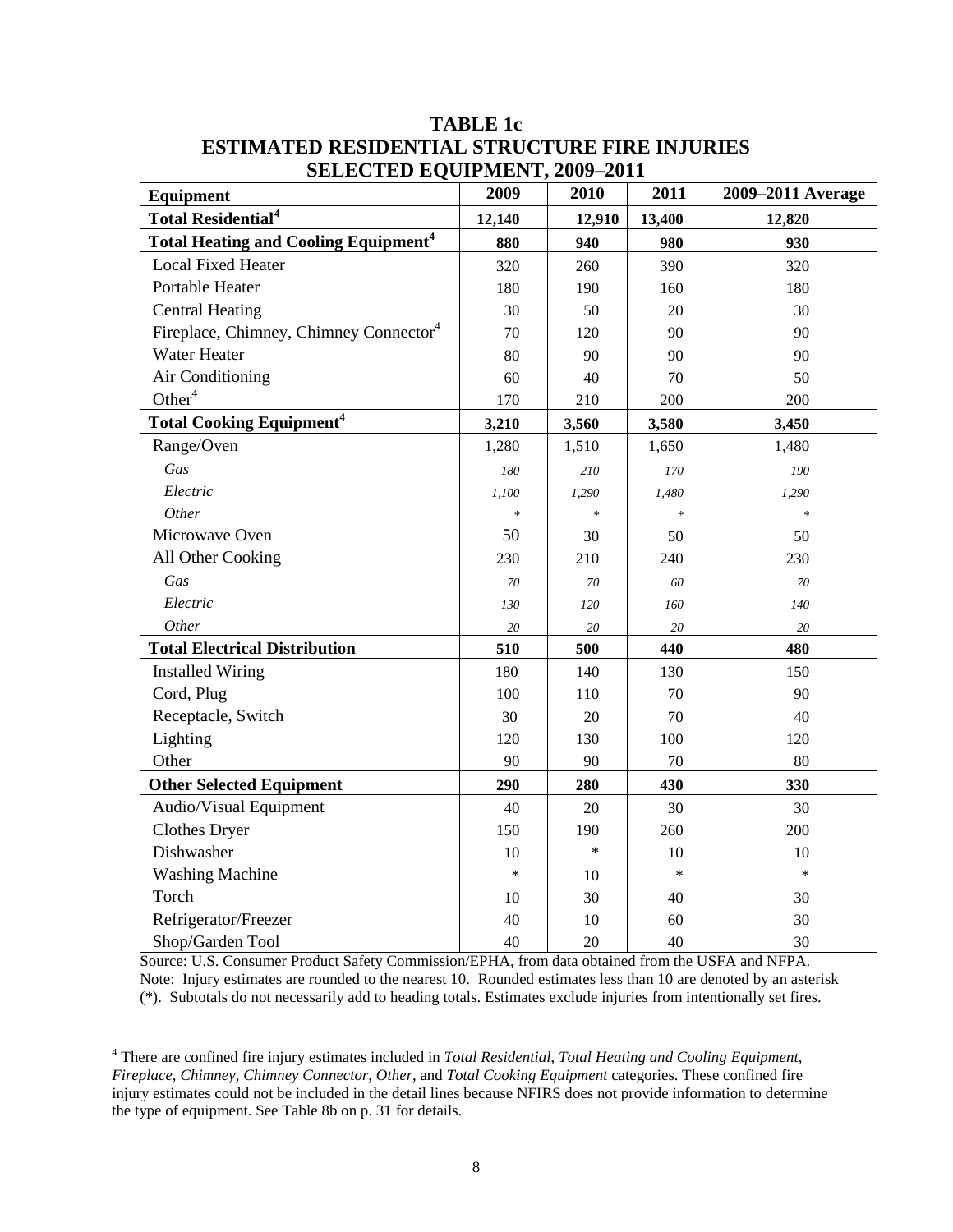**TABLE 1c**
**ESTIMATED RESIDENTIAL STRUCTURE FIRE INJURIES**
**SELECTED EQUIPMENT, 2009–2011**

| Equipment | 2009 | 2010 | 2011 | 2009–2011 Average |
|---|---|---|---|---|
| **Total Residential[4]** | **12,140** | **12,910** | **13,400** | **12,820** |
| **Total Heating and Cooling Equipment[4]** | **880** | **940** | **980** | **930** |
| Local Fixed Heater | 320 | 260 | 390 | 320 |
| Portable Heater | 180 | 190 | 160 | 180 |
| Central Heating | 30 | 50 | 20 | 30 |
| Fireplace, Chimney, Chimney Connector[4] | 70 | 120 | 90 | 90 |
| Water Heater | 80 | 90 | 90 | 90 |
| Air Conditioning | 60 | 40 | 70 | 50 |
| Other[4] | 170 | 210 | 200 | 200 |
| **Total Cooking Equipment[4]** | **3,210** | **3,560** | **3,580** | **3,450** |
| Range/Oven | 1,280 | 1,510 | 1,650 | 1,480 |
| *Gas* | *180* | *210* | *170* | *190* |
| *Electric* | *1,100* | *1,290* | *1,480* | *1,290* |
| *Other* | * | * | * | * |
| Microwave Oven | 50 | 30 | 50 | 50 |
| All Other Cooking | 230 | 210 | 240 | 230 |
| *Gas* | *70* | *70* | *60* | *70* |
| *Electric* | *130* | *120* | *160* | *140* |
| *Other* | *20* | *20* | *20* | *20* |
| **Total Electrical Distribution** | **510** | **500** | **440** | **480** |
| Installed Wiring | 180 | 140 | 130 | 150 |
| Cord, Plug | 100 | 110 | 70 | 90 |
| Receptacle, Switch | 30 | 20 | 70 | 40 |
| Lighting | 120 | 130 | 100 | 120 |
| Other | 90 | 90 | 70 | 80 |
| **Other Selected Equipment** | **290** | **280** | **430** | **330** |
| Audio/Visual Equipment | 40 | 20 | 30 | 30 |
| Clothes Dryer | 150 | 190 | 260 | 200 |
| Dishwasher | 10 | * | 10 | 10 |
| Washing Machine | * | 10 | * | * |
| Torch | 10 | 30 | 40 | 30 |
| Refrigerator/Freezer | 40 | 10 | 60 | 30 |
| Shop/Garden Tool | 40 | 20 | 40 | 30 |

Source: U.S. Consumer Product Safety Commission/EPHA, from data obtained from the USFA and NFPA.
Note: Injury estimates are rounded to the nearest 10. Rounded estimates less than 10 are denoted by an asterisk (*). Subtotals do not necessarily add to heading totals. Estimates exclude injuries from intentionally set fires.

[4] There are confined fire injury estimates included in *Total Residential*, *Total Heating and Cooling Equipment*, *Fireplace, Chimney, Chimney Connector*, *Other*, and *Total Cooking Equipment* categories. These confined fire injury estimates could not be included in the detail lines because NFIRS does not provide information to determine the type of equipment. See Table 8b on p. 31 for details.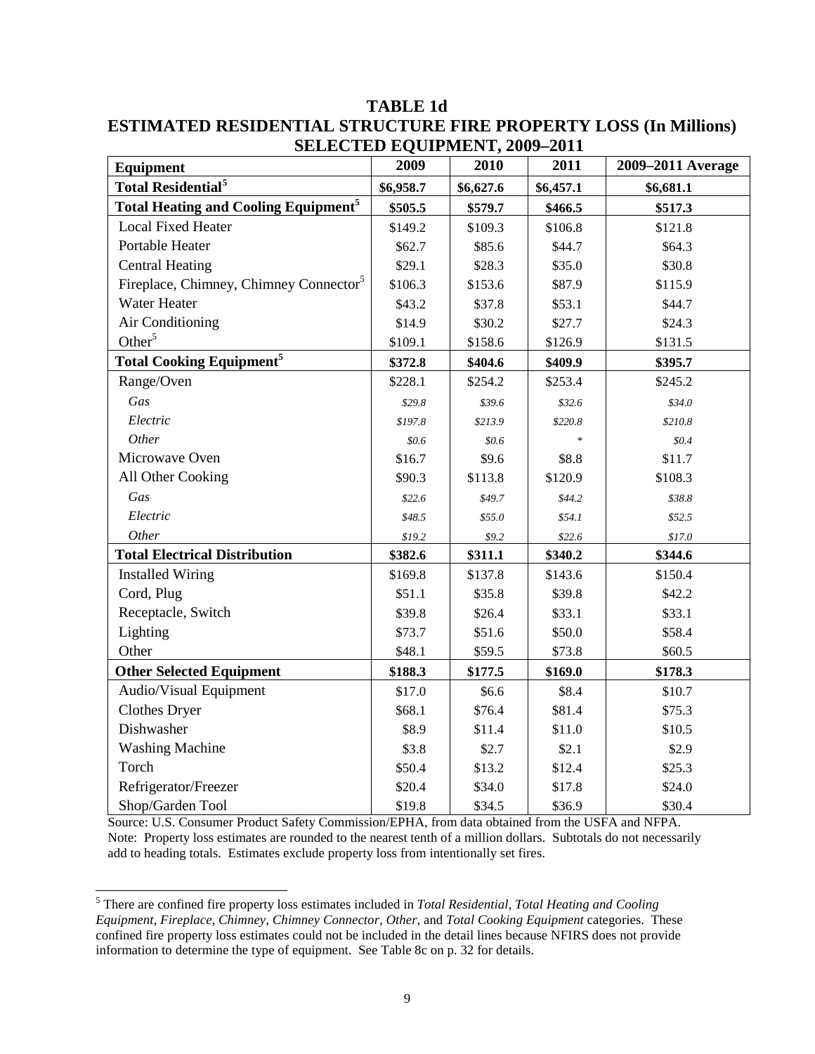# TABLE 1d
## ESTIMATED RESIDENTIAL STRUCTURE FIRE PROPERTY LOSS (In Millions) SELECTED EQUIPMENT, 2009–2011

| Equipment | 2009 | 2010 | 2011 | 2009–2011 Average |
|---|---|---|---|---|
| **Total Residential[5]** | **$6,958.7** | **$6,627.6** | **$6,457.1** | **$6,681.1** |
| **Total Heating and Cooling Equipment[5]** | **$505.5** | **$579.7** | **$466.5** | **$517.3** |
| Local Fixed Heater | $149.2 | $109.3 | $106.8 | $121.8 |
| Portable Heater | $62.7 | $85.6 | $44.7 | $64.3 |
| Central Heating | $29.1 | $28.3 | $35.0 | $30.8 |
| Fireplace, Chimney, Chimney Connector[5] | $106.3 | $153.6 | $87.9 | $115.9 |
| Water Heater | $43.2 | $37.8 | $53.1 | $44.7 |
| Air Conditioning | $14.9 | $30.2 | $27.7 | $24.3 |
| Other[5] | $109.1 | $158.6 | $126.9 | $131.5 |
| **Total Cooking Equipment[5]** | **$372.8** | **$404.6** | **$409.9** | **$395.7** |
| Range/Oven | $228.1 | $254.2 | $253.4 | $245.2 |
| *Gas* | *$29.8* | *$39.6* | *$32.6* | *$34.0* |
| *Electric* | *$197.8* | *$213.9* | *$220.8* | *$210.8* |
| *Other* | *$0.6* | *$0.6* | * | *$0.4* |
| Microwave Oven | $16.7 | $9.6 | $8.8 | $11.7 |
| All Other Cooking | $90.3 | $113.8 | $120.9 | $108.3 |
| *Gas* | *$22.6* | *$49.7* | *$44.2* | *$38.8* |
| *Electric* | *$48.5* | *$55.0* | *$54.1* | *$52.5* |
| *Other* | *$19.2* | *$9.2* | *$22.6* | *$17.0* |
| **Total Electrical Distribution** | **$382.6** | **$311.1** | **$340.2** | **$344.6** |
| Installed Wiring | $169.8 | $137.8 | $143.6 | $150.4 |
| Cord, Plug | $51.1 | $35.8 | $39.8 | $42.2 |
| Receptacle, Switch | $39.8 | $26.4 | $33.1 | $33.1 |
| Lighting | $73.7 | $51.6 | $50.0 | $58.4 |
| Other | $48.1 | $59.5 | $73.8 | $60.5 |
| **Other Selected Equipment** | **$188.3** | **$177.5** | **$169.0** | **$178.3** |
| Audio/Visual Equipment | $17.0 | $6.6 | $8.4 | $10.7 |
| Clothes Dryer | $68.1 | $76.4 | $81.4 | $75.3 |
| Dishwasher | $8.9 | $11.4 | $11.0 | $10.5 |
| Washing Machine | $3.8 | $2.7 | $2.1 | $2.9 |
| Torch | $50.4 | $13.2 | $12.4 | $25.3 |
| Refrigerator/Freezer | $20.4 | $34.0 | $17.8 | $24.0 |
| Shop/Garden Tool | $19.8 | $34.5 | $36.9 | $30.4 |

Source: U.S. Consumer Product Safety Commission/EPHA, from data obtained from the USFA and NFPA.
Note: Property loss estimates are rounded to the nearest tenth of a million dollars. Subtotals do not necessarily add to heading totals. Estimates exclude property loss from intentionally set fires.

[5] There are confined fire property loss estimates included in *Total Residential, Total Heating and Cooling Equipment, Fireplace, Chimney, Chimney Connector, Other,* and *Total Cooking Equipment* categories. These confined fire property loss estimates could not be included in the detail lines because NFIRS does not provide information to determine the type of equipment. See Table 8c on p. 32 for details.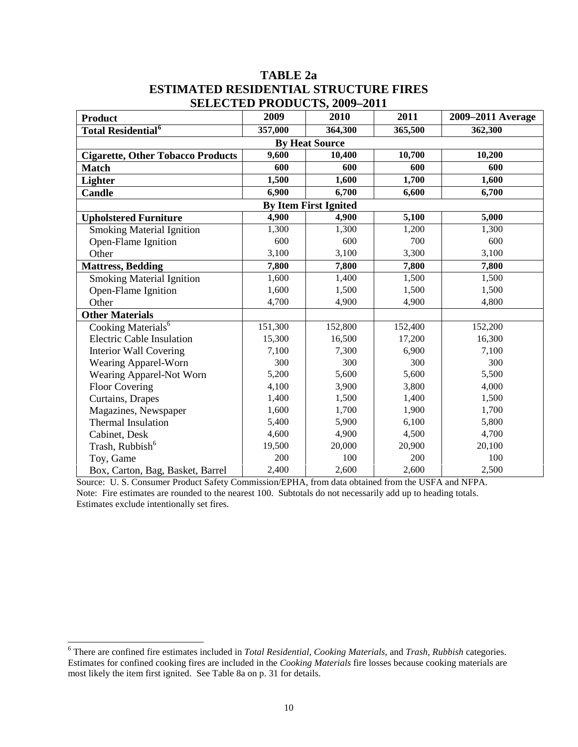# TABLE 2a
# ESTIMATED RESIDENTIAL STRUCTURE FIRES
# SELECTED PRODUCTS, 2009–2011

| Product | 2009 | 2010 | 2011 | 2009–2011 Average |
|---|---|---|---|---|
| **Total Residential**[6] | **357,000** | **364,300** | **365,500** | **362,300** |
| **By Heat Source** | | | | |
| **Cigarette, Other Tobacco Products** | **9,600** | **10,400** | **10,700** | **10,200** |
| **Match** | **600** | **600** | **600** | **600** |
| **Lighter** | **1,500** | **1,600** | **1,700** | **1,600** |
| **Candle** | **6,900** | **6,700** | **6,600** | **6,700** |
| **By Item First Ignited** | | | | |
| **Upholstered Furniture** | **4,900** | **4,900** | **5,100** | **5,000** |
| Smoking Material Ignition | 1,300 | 1,300 | 1,200 | 1,300 |
| Open-Flame Ignition | 600 | 600 | 700 | 600 |
| Other | 3,100 | 3,100 | 3,300 | 3,100 |
| **Mattress, Bedding** | **7,800** | **7,800** | **7,800** | **7,800** |
| Smoking Material Ignition | 1,600 | 1,400 | 1,500 | 1,500 |
| Open-Flame Ignition | 1,600 | 1,500 | 1,500 | 1,500 |
| Other | 4,700 | 4,900 | 4,900 | 4,800 |
| **Other Materials** | | | | |
| Cooking Materials[6] | 151,300 | 152,800 | 152,400 | 152,200 |
| Electric Cable Insulation | 15,300 | 16,500 | 17,200 | 16,300 |
| Interior Wall Covering | 7,100 | 7,300 | 6,900 | 7,100 |
| Wearing Apparel-Worn | 300 | 300 | 300 | 300 |
| Wearing Apparel-Not Worn | 5,200 | 5,600 | 5,600 | 5,500 |
| Floor Covering | 4,100 | 3,900 | 3,800 | 4,000 |
| Curtains, Drapes | 1,400 | 1,500 | 1,400 | 1,500 |
| Magazines, Newspaper | 1,600 | 1,700 | 1,900 | 1,700 |
| Thermal Insulation | 5,400 | 5,900 | 6,100 | 5,800 |
| Cabinet, Desk | 4,600 | 4,900 | 4,500 | 4,700 |
| Trash, Rubbish[6] | 19,500 | 20,000 | 20,900 | 20,100 |
| Toy, Game | 200 | 100 | 200 | 100 |
| Box, Carton, Bag, Basket, Barrel | 2,400 | 2,600 | 2,600 | 2,500 |

Source: U. S. Consumer Product Safety Commission/EPHA, from data obtained from the USFA and NFPA.
Note: Fire estimates are rounded to the nearest 100. Subtotals do not necessarily add up to heading totals. Estimates exclude intentionally set fires.

[6] There are confined fire estimates included in *Total Residential*, *Cooking Materials*, and *Trash, Rubbish* categories. Estimates for confined cooking fires are included in the *Cooking Materials* fire losses because cooking materials are most likely the item first ignited. See Table 8a on p. 31 for details.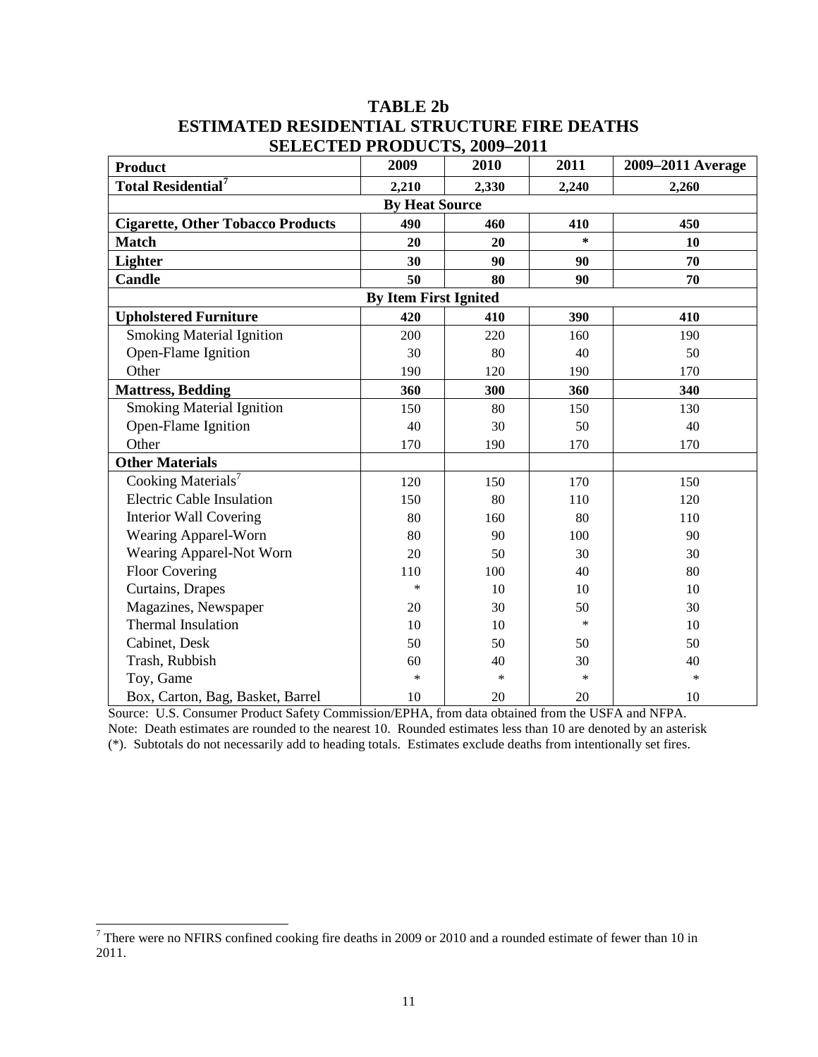## TABLE 2b
## ESTIMATED RESIDENTIAL STRUCTURE FIRE DEATHS
## SELECTED PRODUCTS, 2009–2011

| Product | 2009 | 2010 | 2011 | 2009–2011 Average |
|---|---|---|---|---|
| **Total Residential**[7] | **2,210** | **2,330** | **2,240** | **2,260** |
| **By Heat Source** | | | | |
| **Cigarette, Other Tobacco Products** | **490** | **460** | **410** | **450** |
| **Match** | **20** | **20** | * | **10** |
| **Lighter** | **30** | **90** | **90** | **70** |
| **Candle** | **50** | **80** | **90** | **70** |
| **By Item First Ignited** | | | | |
| **Upholstered Furniture** | **420** | **410** | **390** | **410** |
| Smoking Material Ignition | 200 | 220 | 160 | 190 |
| Open-Flame Ignition | 30 | 80 | 40 | 50 |
| Other | 190 | 120 | 190 | 170 |
| **Mattress, Bedding** | **360** | **300** | **360** | **340** |
| Smoking Material Ignition | 150 | 80 | 150 | 130 |
| Open-Flame Ignition | 40 | 30 | 50 | 40 |
| Other | 170 | 190 | 170 | 170 |
| **Other Materials** | | | | |
| Cooking Materials[7] | 120 | 150 | 170 | 150 |
| Electric Cable Insulation | 150 | 80 | 110 | 120 |
| Interior Wall Covering | 80 | 160 | 80 | 110 |
| Wearing Apparel-Worn | 80 | 90 | 100 | 90 |
| Wearing Apparel-Not Worn | 20 | 50 | 30 | 30 |
| Floor Covering | 110 | 100 | 40 | 80 |
| Curtains, Drapes | * | 10 | 10 | 10 |
| Magazines, Newspaper | 20 | 30 | 50 | 30 |
| Thermal Insulation | 10 | 10 | * | 10 |
| Cabinet, Desk | 50 | 50 | 50 | 50 |
| Trash, Rubbish | 60 | 40 | 30 | 40 |
| Toy, Game | * | * | * | * |
| Box, Carton, Bag, Basket, Barrel | 10 | 20 | 20 | 10 |

Source: U.S. Consumer Product Safety Commission/EPHA, from data obtained from the USFA and NFPA.
Note: Death estimates are rounded to the nearest 10. Rounded estimates less than 10 are denoted by an asterisk (*). Subtotals do not necessarily add to heading totals. Estimates exclude deaths from intentionally set fires.

[7] There were no NFIRS confined cooking fire deaths in 2009 or 2010 and a rounded estimate of fewer than 10 in 2011.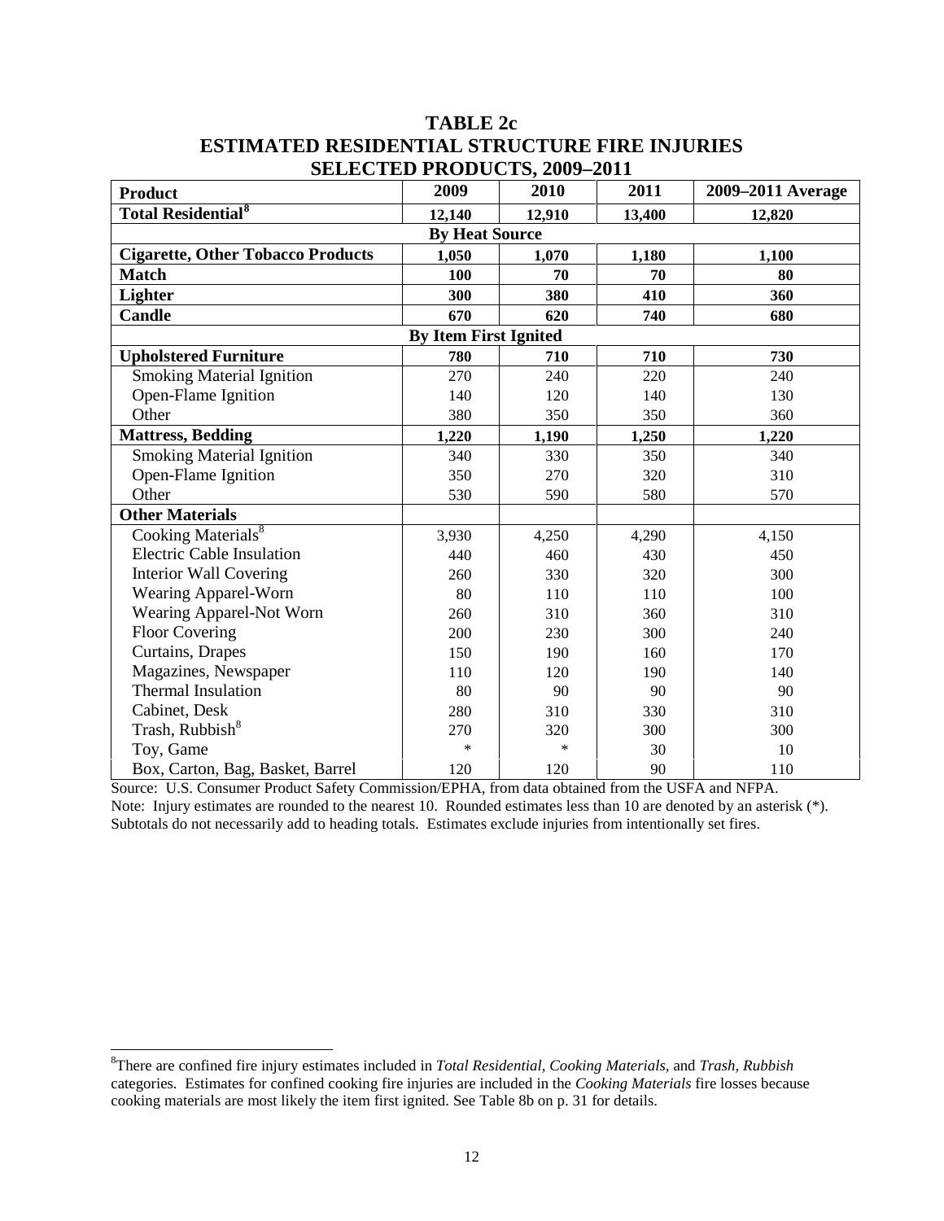# TABLE 2c
## ESTIMATED RESIDENTIAL STRUCTURE FIRE INJURIES
## SELECTED PRODUCTS, 2009–2011

| Product | 2009 | 2010 | 2011 | 2009–2011 Average |
|---|---|---|---|---|
| **Total Residential[8]** | **12,140** | **12,910** | **13,400** | **12,820** |
| **By Heat Source** | | | | |
| **Cigarette, Other Tobacco Products** | **1,050** | **1,070** | **1,180** | **1,100** |
| **Match** | **100** | **70** | **70** | **80** |
| **Lighter** | **300** | **380** | **410** | **360** |
| **Candle** | **670** | **620** | **740** | **680** |
| **By Item First Ignited** | | | | |
| **Upholstered Furniture** | **780** | **710** | **710** | **730** |
| Smoking Material Ignition | 270 | 240 | 220 | 240 |
| Open-Flame Ignition | 140 | 120 | 140 | 130 |
| Other | 380 | 350 | 350 | 360 |
| **Mattress, Bedding** | **1,220** | **1,190** | **1,250** | **1,220** |
| Smoking Material Ignition | 340 | 330 | 350 | 340 |
| Open-Flame Ignition | 350 | 270 | 320 | 310 |
| Other | 530 | 590 | 580 | 570 |
| **Other Materials** | | | | |
| Cooking Materials[8] | 3,930 | 4,250 | 4,290 | 4,150 |
| Electric Cable Insulation | 440 | 460 | 430 | 450 |
| Interior Wall Covering | 260 | 330 | 320 | 300 |
| Wearing Apparel-Worn | 80 | 110 | 110 | 100 |
| Wearing Apparel-Not Worn | 260 | 310 | 360 | 310 |
| Floor Covering | 200 | 230 | 300 | 240 |
| Curtains, Drapes | 150 | 190 | 160 | 170 |
| Magazines, Newspaper | 110 | 120 | 190 | 140 |
| Thermal Insulation | 80 | 90 | 90 | 90 |
| Cabinet, Desk | 280 | 310 | 330 | 310 |
| Trash, Rubbish[8] | 270 | 320 | 300 | 300 |
| Toy, Game | * | * | 30 | 10 |
| Box, Carton, Bag, Basket, Barrel | 120 | 120 | 90 | 110 |

Source: U.S. Consumer Product Safety Commission/EPHA, from data obtained from the USFA and NFPA.
Note: Injury estimates are rounded to the nearest 10. Rounded estimates less than 10 are denoted by an asterisk (*). Subtotals do not necessarily add to heading totals. Estimates exclude injuries from intentionally set fires.

[8]There are confined fire injury estimates included in *Total Residential*, *Cooking Materials*, and *Trash, Rubbish* categories. Estimates for confined cooking fire injuries are included in the *Cooking Materials* fire losses because cooking materials are most likely the item first ignited. See Table 8b on p. 31 for details.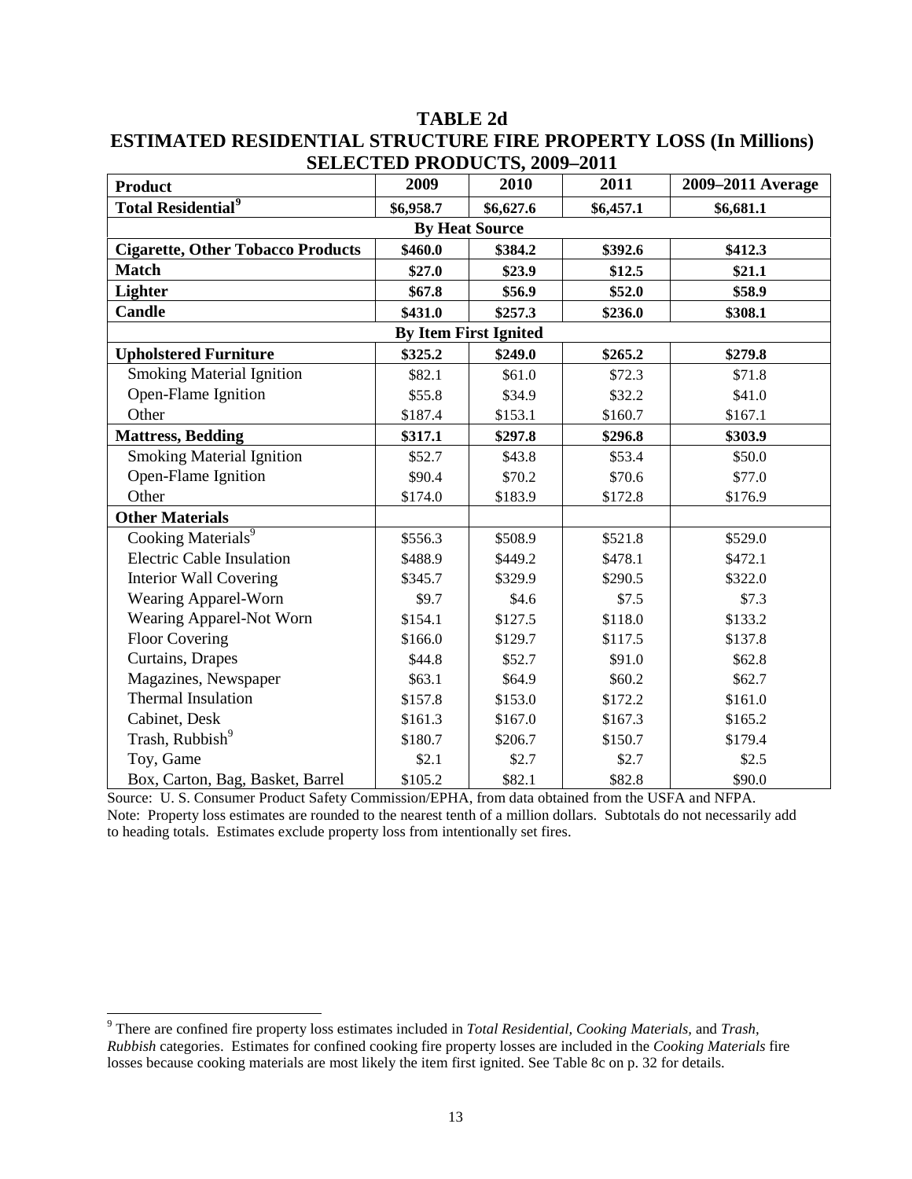# TABLE 2d
# ESTIMATED RESIDENTIAL STRUCTURE FIRE PROPERTY LOSS (In Millions) SELECTED PRODUCTS, 2009–2011

| Product | 2009 | 2010 | 2011 | 2009–2011 Average |
|---|---|---|---|---|
| **Total Residential**[9] | **$6,958.7** | **$6,627.6** | **$6,457.1** | **$6,681.1** |
| **By Heat Source** | | | | |
| **Cigarette, Other Tobacco Products** | **$460.0** | **$384.2** | **$392.6** | **$412.3** |
| **Match** | **$27.0** | **$23.9** | **$12.5** | **$21.1** |
| **Lighter** | **$67.8** | **$56.9** | **$52.0** | **$58.9** |
| **Candle** | **$431.0** | **$257.3** | **$236.0** | **$308.1** |
| **By Item First Ignited** | | | | |
| **Upholstered Furniture** | **$325.2** | **$249.0** | **$265.2** | **$279.8** |
| Smoking Material Ignition | $82.1 | $61.0 | $72.3 | $71.8 |
| Open-Flame Ignition | $55.8 | $34.9 | $32.2 | $41.0 |
| Other | $187.4 | $153.1 | $160.7 | $167.1 |
| **Mattress, Bedding** | **$317.1** | **$297.8** | **$296.8** | **$303.9** |
| Smoking Material Ignition | $52.7 | $43.8 | $53.4 | $50.0 |
| Open-Flame Ignition | $90.4 | $70.2 | $70.6 | $77.0 |
| Other | $174.0 | $183.9 | $172.8 | $176.9 |
| **Other Materials** | | | | |
| Cooking Materials[9] | $556.3 | $508.9 | $521.8 | $529.0 |
| Electric Cable Insulation | $488.9 | $449.2 | $478.1 | $472.1 |
| Interior Wall Covering | $345.7 | $329.9 | $290.5 | $322.0 |
| Wearing Apparel-Worn | $9.7 | $4.6 | $7.5 | $7.3 |
| Wearing Apparel-Not Worn | $154.1 | $127.5 | $118.0 | $133.2 |
| Floor Covering | $166.0 | $129.7 | $117.5 | $137.8 |
| Curtains, Drapes | $44.8 | $52.7 | $91.0 | $62.8 |
| Magazines, Newspaper | $63.1 | $64.9 | $60.2 | $62.7 |
| Thermal Insulation | $157.8 | $153.0 | $172.2 | $161.0 |
| Cabinet, Desk | $161.3 | $167.0 | $167.3 | $165.2 |
| Trash, Rubbish[9] | $180.7 | $206.7 | $150.7 | $179.4 |
| Toy, Game | $2.1 | $2.7 | $2.7 | $2.5 |
| Box, Carton, Bag, Basket, Barrel | $105.2 | $82.1 | $82.8 | $90.0 |

Source: U. S. Consumer Product Safety Commission/EPHA, from data obtained from the USFA and NFPA.
Note: Property loss estimates are rounded to the nearest tenth of a million dollars. Subtotals do not necessarily add to heading totals. Estimates exclude property loss from intentionally set fires.

[9] There are confined fire property loss estimates included in *Total Residential*, *Cooking Materials*, and *Trash, Rubbish* categories. Estimates for confined cooking fire property losses are included in the *Cooking Materials* fire losses because cooking materials are most likely the item first ignited. See Table 8c on p. 32 for details.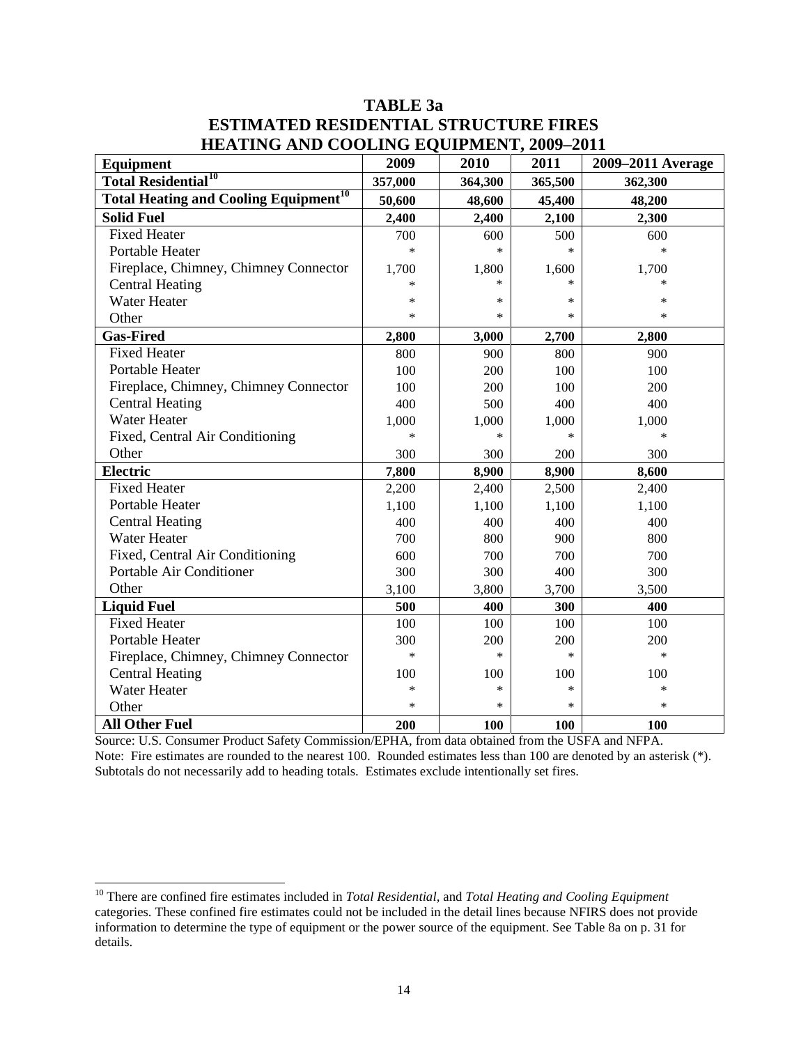## TABLE 3a
## ESTIMATED RESIDENTIAL STRUCTURE FIRES
## HEATING AND COOLING EQUIPMENT, 2009–2011

| Equipment | 2009 | 2010 | 2011 | 2009–2011 Average |
|---|---|---|---|---|
| **Total Residential[10]** | **357,000** | **364,300** | **365,500** | **362,300** |
| **Total Heating and Cooling Equipment[10]** | **50,600** | **48,600** | **45,400** | **48,200** |
| **Solid Fuel** | **2,400** | **2,400** | **2,100** | **2,300** |
| Fixed Heater | 700 | 600 | 500 | 600 |
| Portable Heater | * | * | * | * |
| Fireplace, Chimney, Chimney Connector | 1,700 | 1,800 | 1,600 | 1,700 |
| Central Heating | * | * | * | * |
| Water Heater | * | * | * | * |
| Other | * | * | * | * |
| **Gas-Fired** | **2,800** | **3,000** | **2,700** | **2,800** |
| Fixed Heater | 800 | 900 | 800 | 900 |
| Portable Heater | 100 | 200 | 100 | 100 |
| Fireplace, Chimney, Chimney Connector | 100 | 200 | 100 | 200 |
| Central Heating | 400 | 500 | 400 | 400 |
| Water Heater | 1,000 | 1,000 | 1,000 | 1,000 |
| Fixed, Central Air Conditioning | * | * | * | * |
| Other | 300 | 300 | 200 | 300 |
| **Electric** | **7,800** | **8,900** | **8,900** | **8,600** |
| Fixed Heater | 2,200 | 2,400 | 2,500 | 2,400 |
| Portable Heater | 1,100 | 1,100 | 1,100 | 1,100 |
| Central Heating | 400 | 400 | 400 | 400 |
| Water Heater | 700 | 800 | 900 | 800 |
| Fixed, Central Air Conditioning | 600 | 700 | 700 | 700 |
| Portable Air Conditioner | 300 | 300 | 400 | 300 |
| Other | 3,100 | 3,800 | 3,700 | 3,500 |
| **Liquid Fuel** | **500** | **400** | **300** | **400** |
| Fixed Heater | 100 | 100 | 100 | 100 |
| Portable Heater | 300 | 200 | 200 | 200 |
| Fireplace, Chimney, Chimney Connector | * | * | * | * |
| Central Heating | 100 | 100 | 100 | 100 |
| Water Heater | * | * | * | * |
| Other | * | * | * | * |
| **All Other Fuel** | **200** | **100** | **100** | **100** |

Source: U.S. Consumer Product Safety Commission/EPHA, from data obtained from the USFA and NFPA.
Note: Fire estimates are rounded to the nearest 100. Rounded estimates less than 100 are denoted by an asterisk (*). Subtotals do not necessarily add to heading totals. Estimates exclude intentionally set fires.

[10] There are confined fire estimates included in *Total Residential*, and *Total Heating and Cooling Equipment* categories. These confined fire estimates could not be included in the detail lines because NFIRS does not provide information to determine the type of equipment or the power source of the equipment. See Table 8a on p. 31 for details.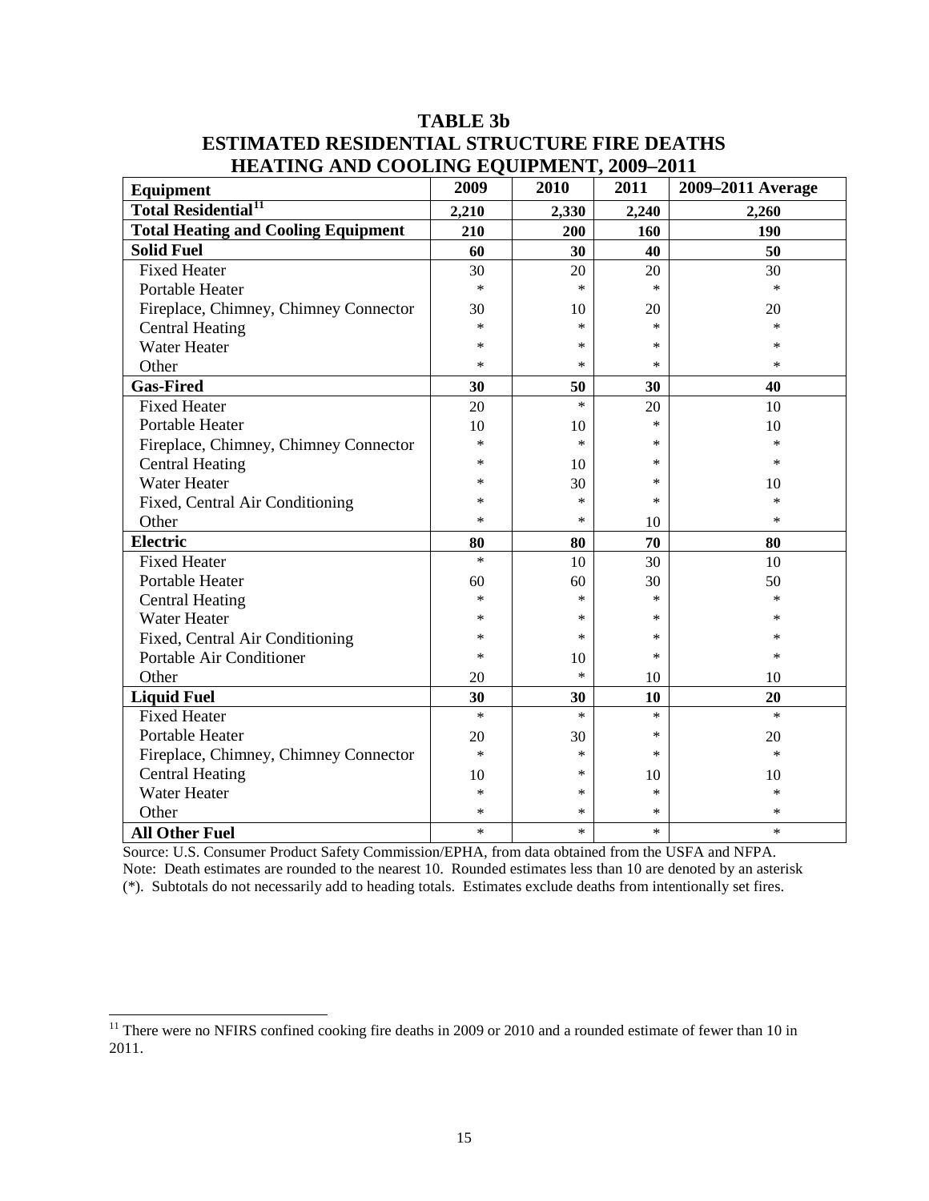# TABLE 3b
## ESTIMATED RESIDENTIAL STRUCTURE FIRE DEATHS
## HEATING AND COOLING EQUIPMENT, 2009–2011

| Equipment | 2009 | 2010 | 2011 | 2009–2011 Average |
|---|---|---|---|---|
| **Total Residential**[11] | **2,210** | **2,330** | **2,240** | **2,260** |
| **Total Heating and Cooling Equipment** | **210** | **200** | **160** | **190** |
| **Solid Fuel** | **60** | **30** | **40** | **50** |
| Fixed Heater | 30 | 20 | 20 | 30 |
| Portable Heater | * | * | * | * |
| Fireplace, Chimney, Chimney Connector | 30 | 10 | 20 | 20 |
| Central Heating | * | * | * | * |
| Water Heater | * | * | * | * |
| Other | * | * | * | * |
| **Gas-Fired** | **30** | **50** | **30** | **40** |
| Fixed Heater | 20 | * | 20 | 10 |
| Portable Heater | 10 | 10 | * | 10 |
| Fireplace, Chimney, Chimney Connector | * | * | * | * |
| Central Heating | * | 10 | * | * |
| Water Heater | * | 30 | * | 10 |
| Fixed, Central Air Conditioning | * | * | * | * |
| Other | * | * | 10 | * |
| **Electric** | **80** | **80** | **70** | **80** |
| Fixed Heater | * | 10 | 30 | 10 |
| Portable Heater | 60 | 60 | 30 | 50 |
| Central Heating | * | * | * | * |
| Water Heater | * | * | * | * |
| Fixed, Central Air Conditioning | * | * | * | * |
| Portable Air Conditioner | * | 10 | * | * |
| Other | 20 | * | 10 | 10 |
| **Liquid Fuel** | **30** | **30** | **10** | **20** |
| Fixed Heater | * | * | * | * |
| Portable Heater | 20 | 30 | * | 20 |
| Fireplace, Chimney, Chimney Connector | * | * | * | * |
| Central Heating | 10 | * | 10 | 10 |
| Water Heater | * | * | * | * |
| Other | * | * | * | * |
| **All Other Fuel** | * | * | * | * |

Source: U.S. Consumer Product Safety Commission/EPHA, from data obtained from the USFA and NFPA.
Note: Death estimates are rounded to the nearest 10. Rounded estimates less than 10 are denoted by an asterisk (*). Subtotals do not necessarily add to heading totals. Estimates exclude deaths from intentionally set fires.

[11] There were no NFIRS confined cooking fire deaths in 2009 or 2010 and a rounded estimate of fewer than 10 in 2011.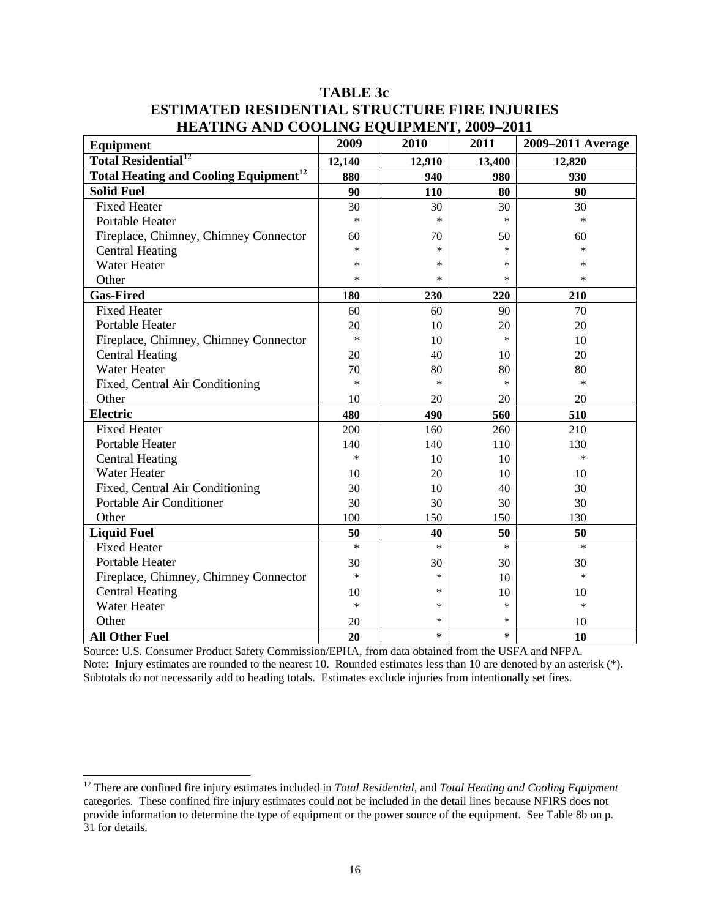# TABLE 3c
## ESTIMATED RESIDENTIAL STRUCTURE FIRE INJURIES
## HEATING AND COOLING EQUIPMENT, 2009–2011

| Equipment | 2009 | 2010 | 2011 | 2009–2011 Average |
|---|---|---|---|---|
| **Total Residential**[12] | **12,140** | **12,910** | **13,400** | **12,820** |
| **Total Heating and Cooling Equipment**[12] | **880** | **940** | **980** | **930** |
| **Solid Fuel** | **90** | **110** | **80** | **90** |
| Fixed Heater | 30 | 30 | 30 | 30 |
| Portable Heater | * | * | * | * |
| Fireplace, Chimney, Chimney Connector | 60 | 70 | 50 | 60 |
| Central Heating | * | * | * | * |
| Water Heater | * | * | * | * |
| Other | * | * | * | * |
| **Gas-Fired** | **180** | **230** | **220** | **210** |
| Fixed Heater | 60 | 60 | 90 | 70 |
| Portable Heater | 20 | 10 | 20 | 20 |
| Fireplace, Chimney, Chimney Connector | * | 10 | * | 10 |
| Central Heating | 20 | 40 | 10 | 20 |
| Water Heater | 70 | 80 | 80 | 80 |
| Fixed, Central Air Conditioning | * | * | * | * |
| Other | 10 | 20 | 20 | 20 |
| **Electric** | **480** | **490** | **560** | **510** |
| Fixed Heater | 200 | 160 | 260 | 210 |
| Portable Heater | 140 | 140 | 110 | 130 |
| Central Heating | * | 10 | 10 | * |
| Water Heater | 10 | 20 | 10 | 10 |
| Fixed, Central Air Conditioning | 30 | 10 | 40 | 30 |
| Portable Air Conditioner | 30 | 30 | 30 | 30 |
| Other | 100 | 150 | 150 | 130 |
| **Liquid Fuel** | **50** | **40** | **50** | **50** |
| Fixed Heater | * | * | * | * |
| Portable Heater | 30 | 30 | 30 | 30 |
| Fireplace, Chimney, Chimney Connector | * | * | 10 | * |
| Central Heating | 10 | * | 10 | 10 |
| Water Heater | * | * | * | * |
| Other | 20 | * | * | 10 |
| **All Other Fuel** | **20** | ***** | ***** | **10** |

Source: U.S. Consumer Product Safety Commission/EPHA, from data obtained from the USFA and NFPA.
Note: Injury estimates are rounded to the nearest 10. Rounded estimates less than 10 are denoted by an asterisk (*). Subtotals do not necessarily add to heading totals. Estimates exclude injuries from intentionally set fires.

[12] There are confined fire injury estimates included in *Total Residential,* and *Total Heating and Cooling Equipment* categories. These confined fire injury estimates could not be included in the detail lines because NFIRS does not provide information to determine the type of equipment or the power source of the equipment. See Table 8b on p. 31 for details.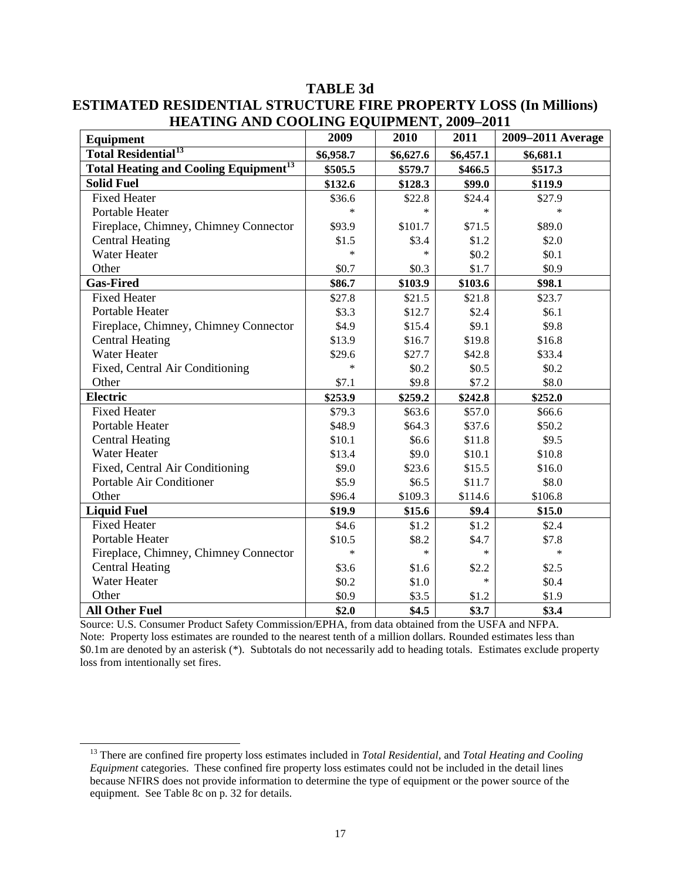# TABLE 3d
## ESTIMATED RESIDENTIAL STRUCTURE FIRE PROPERTY LOSS (In Millions) HEATING AND COOLING EQUIPMENT, 2009–2011

| Equipment | 2009 | 2010 | 2011 | 2009–2011 Average |
|---|---|---|---|---|
| **Total Residential[13]** | **$6,958.7** | **$6,627.6** | **$6,457.1** | **$6,681.1** |
| **Total Heating and Cooling Equipment[13]** | **$505.5** | **$579.7** | **$466.5** | **$517.3** |
| **Solid Fuel** | **$132.6** | **$128.3** | **$99.0** | **$119.9** |
| Fixed Heater | $36.6 | $22.8 | $24.4 | $27.9 |
| Portable Heater | * | * | * | * |
| Fireplace, Chimney, Chimney Connector | $93.9 | $101.7 | $71.5 | $89.0 |
| Central Heating | $1.5 | $3.4 | $1.2 | $2.0 |
| Water Heater | * | * | $0.2 | $0.1 |
| Other | $0.7 | $0.3 | $1.7 | $0.9 |
| **Gas-Fired** | **$86.7** | **$103.9** | **$103.6** | **$98.1** |
| Fixed Heater | $27.8 | $21.5 | $21.8 | $23.7 |
| Portable Heater | $3.3 | $12.7 | $2.4 | $6.1 |
| Fireplace, Chimney, Chimney Connector | $4.9 | $15.4 | $9.1 | $9.8 |
| Central Heating | $13.9 | $16.7 | $19.8 | $16.8 |
| Water Heater | $29.6 | $27.7 | $42.8 | $33.4 |
| Fixed, Central Air Conditioning | * | $0.2 | $0.5 | $0.2 |
| Other | $7.1 | $9.8 | $7.2 | $8.0 |
| **Electric** | **$253.9** | **$259.2** | **$242.8** | **$252.0** |
| Fixed Heater | $79.3 | $63.6 | $57.0 | $66.6 |
| Portable Heater | $48.9 | $64.3 | $37.6 | $50.2 |
| Central Heating | $10.1 | $6.6 | $11.8 | $9.5 |
| Water Heater | $13.4 | $9.0 | $10.1 | $10.8 |
| Fixed, Central Air Conditioning | $9.0 | $23.6 | $15.5 | $16.0 |
| Portable Air Conditioner | $5.9 | $6.5 | $11.7 | $8.0 |
| Other | $96.4 | $109.3 | $114.6 | $106.8 |
| **Liquid Fuel** | **$19.9** | **$15.6** | **$9.4** | **$15.0** |
| Fixed Heater | $4.6 | $1.2 | $1.2 | $2.4 |
| Portable Heater | $10.5 | $8.2 | $4.7 | $7.8 |
| Fireplace, Chimney, Chimney Connector | * | * | * | * |
| Central Heating | $3.6 | $1.6 | $2.2 | $2.5 |
| Water Heater | $0.2 | $1.0 | * | $0.4 |
| Other | $0.9 | $3.5 | $1.2 | $1.9 |
| **All Other Fuel** | **$2.0** | **$4.5** | **$3.7** | **$3.4** |

Source: U.S. Consumer Product Safety Commission/EPHA, from data obtained from the USFA and NFPA.
Note: Property loss estimates are rounded to the nearest tenth of a million dollars. Rounded estimates less than \$0.1m are denoted by an asterisk (*). Subtotals do not necessarily add to heading totals. Estimates exclude property loss from intentionally set fires.

[13] There are confined fire property loss estimates included in *Total Residential,* and *Total Heating and Cooling Equipment* categories. These confined fire property loss estimates could not be included in the detail lines because NFIRS does not provide information to determine the type of equipment or the power source of the equipment. See Table 8c on p. 32 for details.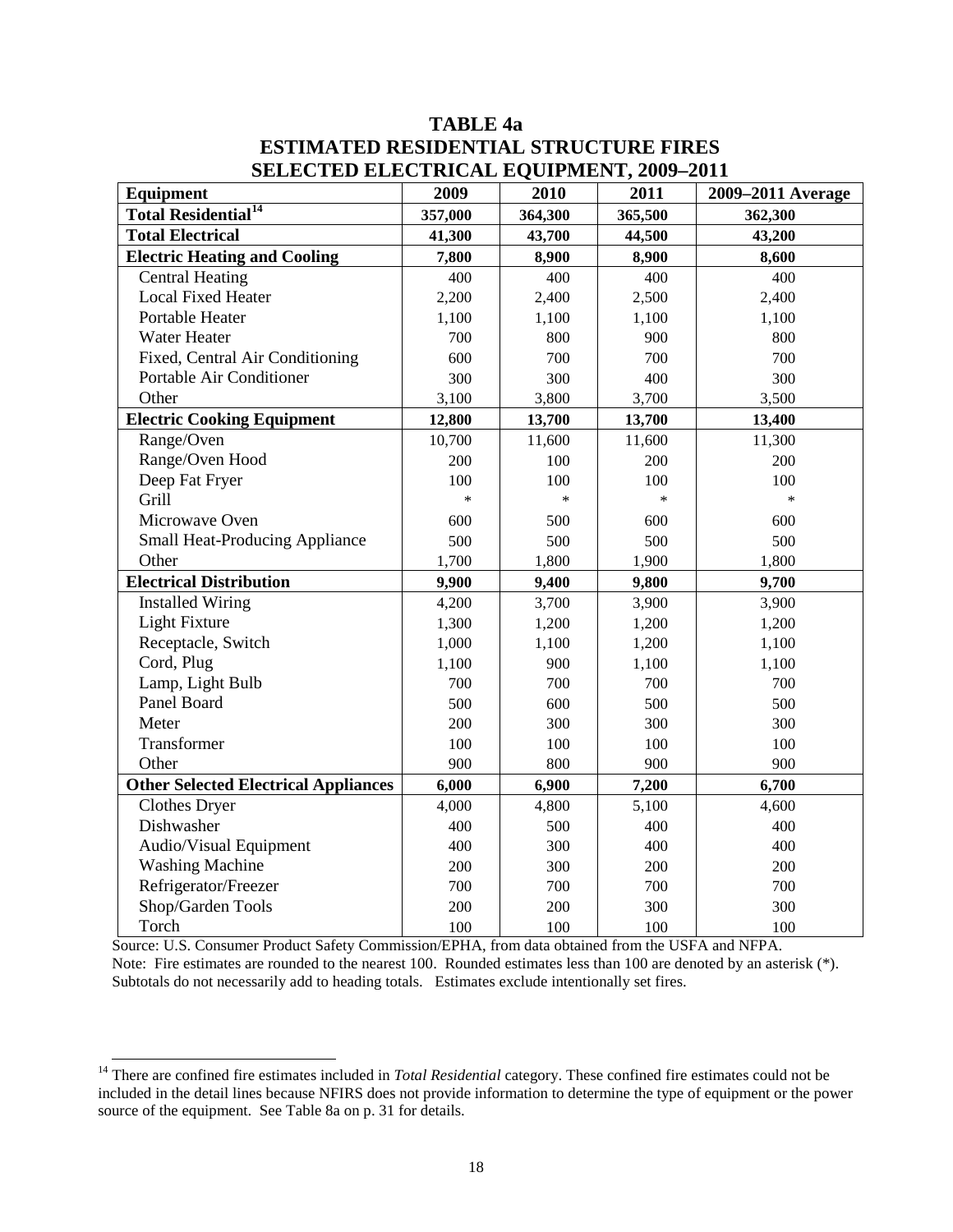# TABLE 4a
# ESTIMATED RESIDENTIAL STRUCTURE FIRES
# SELECTED ELECTRICAL EQUIPMENT, 2009–2011

| Equipment | 2009 | 2010 | 2011 | 2009–2011 Average |
|---|---|---|---|---|
| **Total Residential**[14] | **357,000** | **364,300** | **365,500** | **362,300** |
| **Total Electrical** | **41,300** | **43,700** | **44,500** | **43,200** |
| **Electric Heating and Cooling** | **7,800** | **8,900** | **8,900** | **8,600** |
| Central Heating | 400 | 400 | 400 | 400 |
| Local Fixed Heater | 2,200 | 2,400 | 2,500 | 2,400 |
| Portable Heater | 1,100 | 1,100 | 1,100 | 1,100 |
| Water Heater | 700 | 800 | 900 | 800 |
| Fixed, Central Air Conditioning | 600 | 700 | 700 | 700 |
| Portable Air Conditioner | 300 | 300 | 400 | 300 |
| Other | 3,100 | 3,800 | 3,700 | 3,500 |
| **Electric Cooking Equipment** | **12,800** | **13,700** | **13,700** | **13,400** |
| Range/Oven | 10,700 | 11,600 | 11,600 | 11,300 |
| Range/Oven Hood | 200 | 100 | 200 | 200 |
| Deep Fat Fryer | 100 | 100 | 100 | 100 |
| Grill | * | * | * | * |
| Microwave Oven | 600 | 500 | 600 | 600 |
| Small Heat-Producing Appliance | 500 | 500 | 500 | 500 |
| Other | 1,700 | 1,800 | 1,900 | 1,800 |
| **Electrical Distribution** | **9,900** | **9,400** | **9,800** | **9,700** |
| Installed Wiring | 4,200 | 3,700 | 3,900 | 3,900 |
| Light Fixture | 1,300 | 1,200 | 1,200 | 1,200 |
| Receptacle, Switch | 1,000 | 1,100 | 1,200 | 1,100 |
| Cord, Plug | 1,100 | 900 | 1,100 | 1,100 |
| Lamp, Light Bulb | 700 | 700 | 700 | 700 |
| Panel Board | 500 | 600 | 500 | 500 |
| Meter | 200 | 300 | 300 | 300 |
| Transformer | 100 | 100 | 100 | 100 |
| Other | 900 | 800 | 900 | 900 |
| **Other Selected Electrical Appliances** | **6,000** | **6,900** | **7,200** | **6,700** |
| Clothes Dryer | 4,000 | 4,800 | 5,100 | 4,600 |
| Dishwasher | 400 | 500 | 400 | 400 |
| Audio/Visual Equipment | 400 | 300 | 400 | 400 |
| Washing Machine | 200 | 300 | 200 | 200 |
| Refrigerator/Freezer | 700 | 700 | 700 | 700 |
| Shop/Garden Tools | 200 | 200 | 300 | 300 |
| Torch | 100 | 100 | 100 | 100 |

Source: U.S. Consumer Product Safety Commission/EPHA, from data obtained from the USFA and NFPA.
Note: Fire estimates are rounded to the nearest 100. Rounded estimates less than 100 are denoted by an asterisk (*). Subtotals do not necessarily add to heading totals. Estimates exclude intentionally set fires.

[14] There are confined fire estimates included in *Total Residential* category. These confined fire estimates could not be included in the detail lines because NFIRS does not provide information to determine the type of equipment or the power source of the equipment. See Table 8a on p. 31 for details.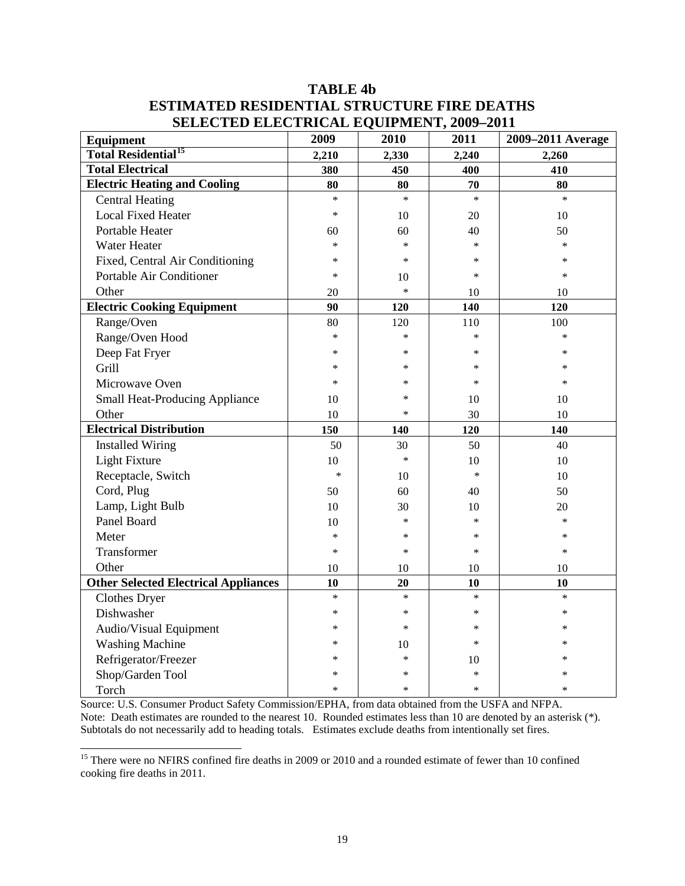# TABLE 4b
# ESTIMATED RESIDENTIAL STRUCTURE FIRE DEATHS
# SELECTED ELECTRICAL EQUIPMENT, 2009–2011

| Equipment | 2009 | 2010 | 2011 | 2009–2011 Average |
|---|---|---|---|---|
| **Total Residential**[15] | **2,210** | **2,330** | **2,240** | **2,260** |
| **Total Electrical** | **380** | **450** | **400** | **410** |
| **Electric Heating and Cooling** | **80** | **80** | **70** | **80** |
| Central Heating | * | * | * | * |
| Local Fixed Heater | * | 10 | 20 | 10 |
| Portable Heater | 60 | 60 | 40 | 50 |
| Water Heater | * | * | * | * |
| Fixed, Central Air Conditioning | * | * | * | * |
| Portable Air Conditioner | * | 10 | * | * |
| Other | 20 | * | 10 | 10 |
| **Electric Cooking Equipment** | **90** | **120** | **140** | **120** |
| Range/Oven | 80 | 120 | 110 | 100 |
| Range/Oven Hood | * | * | * | * |
| Deep Fat Fryer | * | * | * | * |
| Grill | * | * | * | * |
| Microwave Oven | * | * | * | * |
| Small Heat-Producing Appliance | 10 | * | 10 | 10 |
| Other | 10 | * | 30 | 10 |
| **Electrical Distribution** | **150** | **140** | **120** | **140** |
| Installed Wiring | 50 | 30 | 50 | 40 |
| Light Fixture | 10 | * | 10 | 10 |
| Receptacle, Switch | * | 10 | * | 10 |
| Cord, Plug | 50 | 60 | 40 | 50 |
| Lamp, Light Bulb | 10 | 30 | 10 | 20 |
| Panel Board | 10 | * | * | * |
| Meter | * | * | * | * |
| Transformer | * | * | * | * |
| Other | 10 | 10 | 10 | 10 |
| **Other Selected Electrical Appliances** | **10** | **20** | **10** | **10** |
| Clothes Dryer | * | * | * | * |
| Dishwasher | * | * | * | * |
| Audio/Visual Equipment | * | * | * | * |
| Washing Machine | * | 10 | * | * |
| Refrigerator/Freezer | * | * | 10 | * |
| Shop/Garden Tool | * | * | * | * |
| Torch | * | * | * | * |

Source: U.S. Consumer Product Safety Commission/EPHA, from data obtained from the USFA and NFPA.
Note: Death estimates are rounded to the nearest 10. Rounded estimates less than 10 are denoted by an asterisk (*). Subtotals do not necessarily add to heading totals. Estimates exclude deaths from intentionally set fires.

[15] There were no NFIRS confined fire deaths in 2009 or 2010 and a rounded estimate of fewer than 10 confined cooking fire deaths in 2011.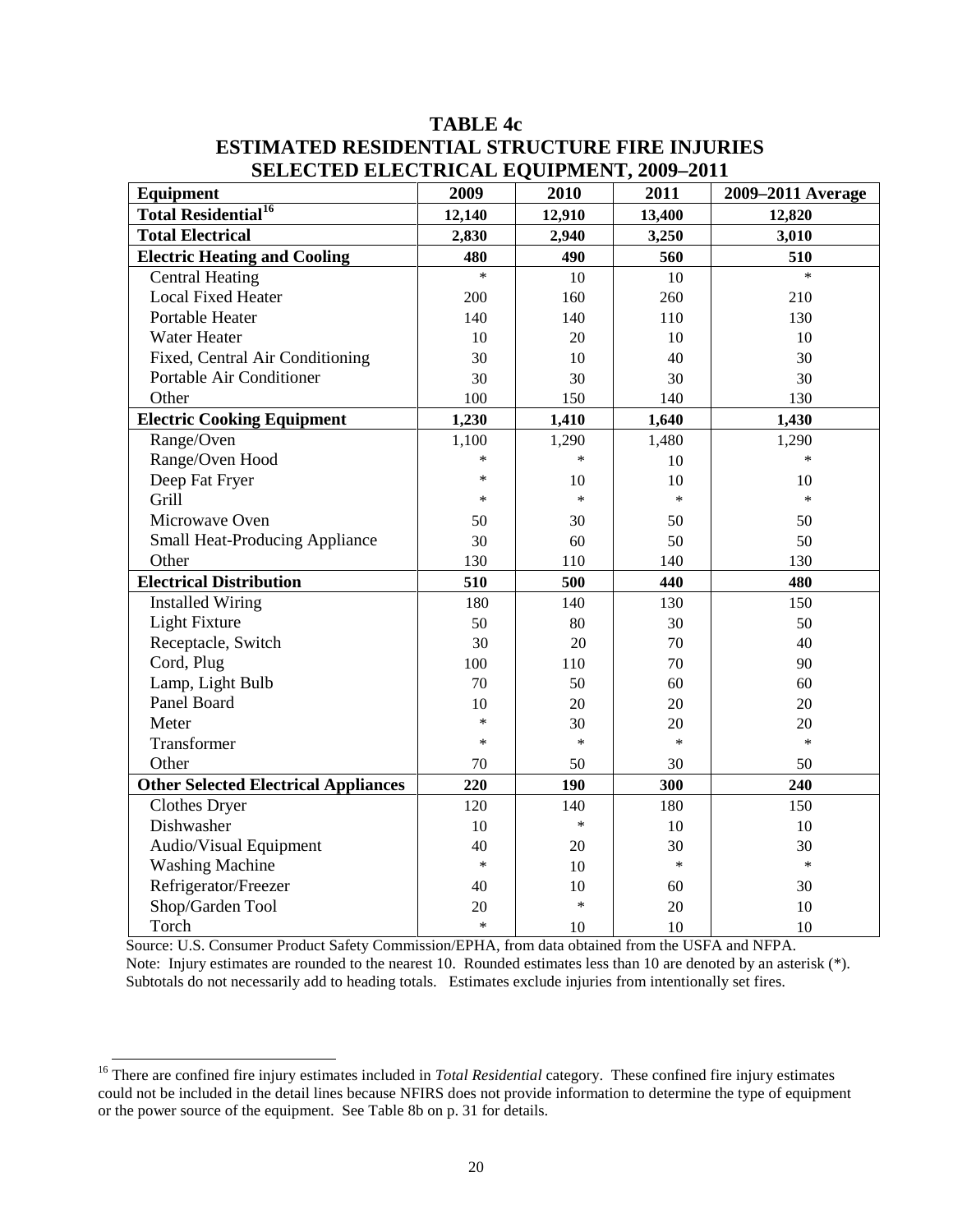# TABLE 4c
# ESTIMATED RESIDENTIAL STRUCTURE FIRE INJURIES
# SELECTED ELECTRICAL EQUIPMENT, 2009–2011

| Equipment | 2009 | 2010 | 2011 | 2009–2011 Average |
|---|---|---|---|---|
| **Total Residential**[16] | **12,140** | **12,910** | **13,400** | **12,820** |
| **Total Electrical** | **2,830** | **2,940** | **3,250** | **3,010** |
| **Electric Heating and Cooling** | **480** | **490** | **560** | **510** |
| Central Heating | * | 10 | 10 | * |
| Local Fixed Heater | 200 | 160 | 260 | 210 |
| Portable Heater | 140 | 140 | 110 | 130 |
| Water Heater | 10 | 20 | 10 | 10 |
| Fixed, Central Air Conditioning | 30 | 10 | 40 | 30 |
| Portable Air Conditioner | 30 | 30 | 30 | 30 |
| Other | 100 | 150 | 140 | 130 |
| **Electric Cooking Equipment** | **1,230** | **1,410** | **1,640** | **1,430** |
| Range/Oven | 1,100 | 1,290 | 1,480 | 1,290 |
| Range/Oven Hood | * | * | 10 | * |
| Deep Fat Fryer | * | 10 | 10 | 10 |
| Grill | * | * | * | * |
| Microwave Oven | 50 | 30 | 50 | 50 |
| Small Heat-Producing Appliance | 30 | 60 | 50 | 50 |
| Other | 130 | 110 | 140 | 130 |
| **Electrical Distribution** | **510** | **500** | **440** | **480** |
| Installed Wiring | 180 | 140 | 130 | 150 |
| Light Fixture | 50 | 80 | 30 | 50 |
| Receptacle, Switch | 30 | 20 | 70 | 40 |
| Cord, Plug | 100 | 110 | 70 | 90 |
| Lamp, Light Bulb | 70 | 50 | 60 | 60 |
| Panel Board | 10 | 20 | 20 | 20 |
| Meter | * | 30 | 20 | 20 |
| Transformer | * | * | * | * |
| Other | 70 | 50 | 30 | 50 |
| **Other Selected Electrical Appliances** | **220** | **190** | **300** | **240** |
| Clothes Dryer | 120 | 140 | 180 | 150 |
| Dishwasher | 10 | * | 10 | 10 |
| Audio/Visual Equipment | 40 | 20 | 30 | 30 |
| Washing Machine | * | 10 | * | * |
| Refrigerator/Freezer | 40 | 10 | 60 | 30 |
| Shop/Garden Tool | 20 | * | 20 | 10 |
| Torch | * | 10 | 10 | 10 |

Source: U.S. Consumer Product Safety Commission/EPHA, from data obtained from the USFA and NFPA.
Note: Injury estimates are rounded to the nearest 10. Rounded estimates less than 10 are denoted by an asterisk (*). Subtotals do not necessarily add to heading totals. Estimates exclude injuries from intentionally set fires.

[16] There are confined fire injury estimates included in *Total Residential* category. These confined fire injury estimates could not be included in the detail lines because NFIRS does not provide information to determine the type of equipment or the power source of the equipment. See Table 8b on p. 31 for details.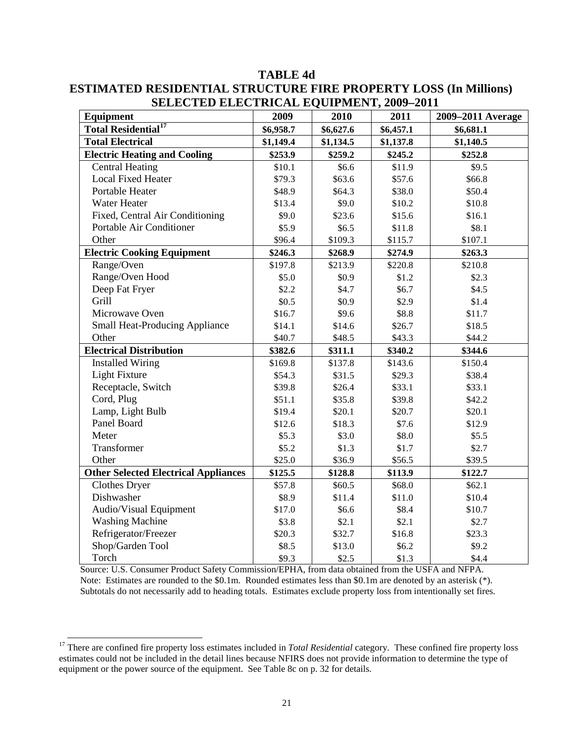# TABLE 4d

## ESTIMATED RESIDENTIAL STRUCTURE FIRE PROPERTY LOSS (In Millions) SELECTED ELECTRICAL EQUIPMENT, 2009–2011

| Equipment | 2009 | 2010 | 2011 | 2009–2011 Average |
|---|---|---|---|---|
| **Total Residential**[17] | **$6,958.7** | **$6,627.6** | **$6,457.1** | **$6,681.1** |
| **Total Electrical** | **$1,149.4** | **$1,134.5** | **$1,137.8** | **$1,140.5** |
| **Electric Heating and Cooling** | **$253.9** | **$259.2** | **$245.2** | **$252.8** |
| Central Heating | $10.1 | $6.6 | $11.9 | $9.5 |
| Local Fixed Heater | $79.3 | $63.6 | $57.6 | $66.8 |
| Portable Heater | $48.9 | $64.3 | $38.0 | $50.4 |
| Water Heater | $13.4 | $9.0 | $10.2 | $10.8 |
| Fixed, Central Air Conditioning | $9.0 | $23.6 | $15.6 | $16.1 |
| Portable Air Conditioner | $5.9 | $6.5 | $11.8 | $8.1 |
| Other | $96.4 | $109.3 | $115.7 | $107.1 |
| **Electric Cooking Equipment** | **$246.3** | **$268.9** | **$274.9** | **$263.3** |
| Range/Oven | $197.8 | $213.9 | $220.8 | $210.8 |
| Range/Oven Hood | $5.0 | $0.9 | $1.2 | $2.3 |
| Deep Fat Fryer | $2.2 | $4.7 | $6.7 | $4.5 |
| Grill | $0.5 | $0.9 | $2.9 | $1.4 |
| Microwave Oven | $16.7 | $9.6 | $8.8 | $11.7 |
| Small Heat-Producing Appliance | $14.1 | $14.6 | $26.7 | $18.5 |
| Other | $40.7 | $48.5 | $43.3 | $44.2 |
| **Electrical Distribution** | **$382.6** | **$311.1** | **$340.2** | **$344.6** |
| Installed Wiring | $169.8 | $137.8 | $143.6 | $150.4 |
| Light Fixture | $54.3 | $31.5 | $29.3 | $38.4 |
| Receptacle, Switch | $39.8 | $26.4 | $33.1 | $33.1 |
| Cord, Plug | $51.1 | $35.8 | $39.8 | $42.2 |
| Lamp, Light Bulb | $19.4 | $20.1 | $20.7 | $20.1 |
| Panel Board | $12.6 | $18.3 | $7.6 | $12.9 |
| Meter | $5.3 | $3.0 | $8.0 | $5.5 |
| Transformer | $5.2 | $1.3 | $1.7 | $2.7 |
| Other | $25.0 | $36.9 | $56.5 | $39.5 |
| **Other Selected Electrical Appliances** | **$125.5** | **$128.8** | **$113.9** | **$122.7** |
| Clothes Dryer | $57.8 | $60.5 | $68.0 | $62.1 |
| Dishwasher | $8.9 | $11.4 | $11.0 | $10.4 |
| Audio/Visual Equipment | $17.0 | $6.6 | $8.4 | $10.7 |
| Washing Machine | $3.8 | $2.1 | $2.1 | $2.7 |
| Refrigerator/Freezer | $20.3 | $32.7 | $16.8 | $23.3 |
| Shop/Garden Tool | $8.5 | $13.0 | $6.2 | $9.2 |
| Torch | $9.3 | $2.5 | $1.3 | $4.4 |

Source: U.S. Consumer Product Safety Commission/EPHA, from data obtained from the USFA and NFPA.
Note: Estimates are rounded to the $0.1m. Rounded estimates less than $0.1m are denoted by an asterisk (*). Subtotals do not necessarily add to heading totals. Estimates exclude property loss from intentionally set fires.

[17] There are confined fire property loss estimates included in *Total Residential* category. These confined fire property loss estimates could not be included in the detail lines because NFIRS does not provide information to determine the type of equipment or the power source of the equipment. See Table 8c on p. 32 for details.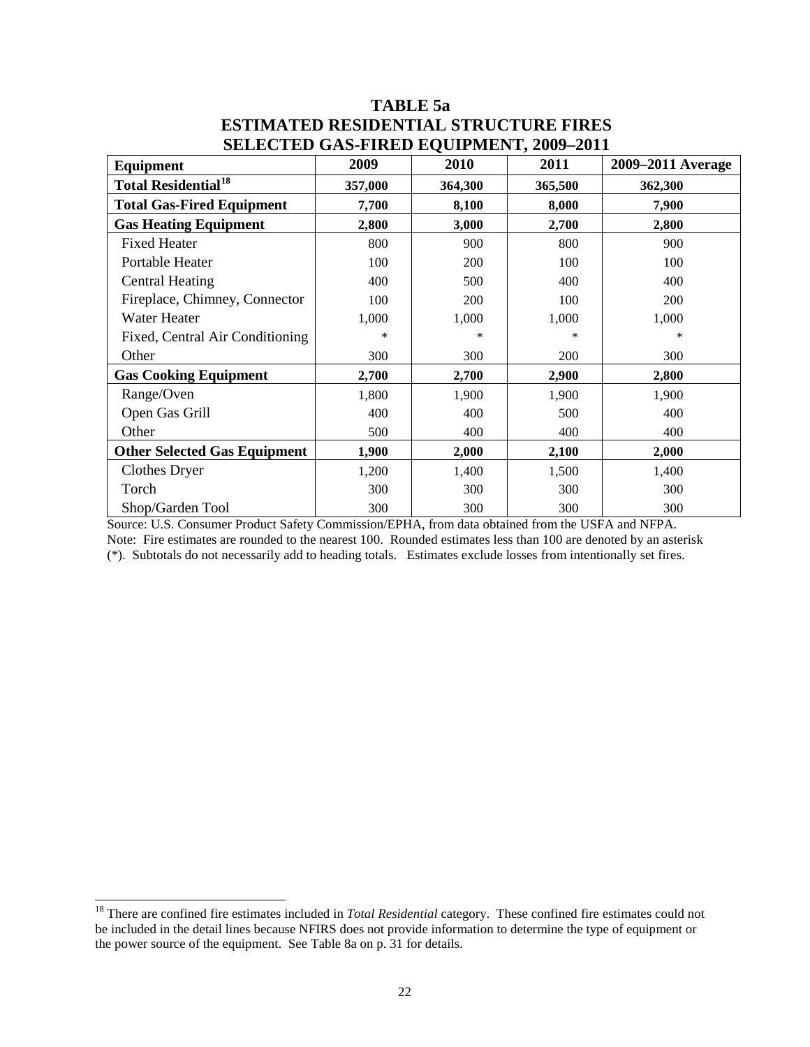# TABLE 5a
# ESTIMATED RESIDENTIAL STRUCTURE FIRES
# SELECTED GAS-FIRED EQUIPMENT, 2009–2011

| Equipment | 2009 | 2010 | 2011 | 2009–2011 Average |
|---|---|---|---|---|
| **Total Residential[18]** | **357,000** | **364,300** | **365,500** | **362,300** |
| **Total Gas-Fired Equipment** | **7,700** | **8,100** | **8,000** | **7,900** |
| **Gas Heating Equipment** | **2,800** | **3,000** | **2,700** | **2,800** |
| Fixed Heater | 800 | 900 | 800 | 900 |
| Portable Heater | 100 | 200 | 100 | 100 |
| Central Heating | 400 | 500 | 400 | 400 |
| Fireplace, Chimney, Connector | 100 | 200 | 100 | 200 |
| Water Heater | 1,000 | 1,000 | 1,000 | 1,000 |
| Fixed, Central Air Conditioning | * | * | * | * |
| Other | 300 | 300 | 200 | 300 |
| **Gas Cooking Equipment** | **2,700** | **2,700** | **2,900** | **2,800** |
| Range/Oven | 1,800 | 1,900 | 1,900 | 1,900 |
| Open Gas Grill | 400 | 400 | 500 | 400 |
| Other | 500 | 400 | 400 | 400 |
| **Other Selected Gas Equipment** | **1,900** | **2,000** | **2,100** | **2,000** |
| Clothes Dryer | 1,200 | 1,400 | 1,500 | 1,400 |
| Torch | 300 | 300 | 300 | 300 |
| Shop/Garden Tool | 300 | 300 | 300 | 300 |

Source: U.S. Consumer Product Safety Commission/EPHA, from data obtained from the USFA and NFPA.
Note: Fire estimates are rounded to the nearest 100. Rounded estimates less than 100 are denoted by an asterisk (*). Subtotals do not necessarily add to heading totals. Estimates exclude losses from intentionally set fires.

[18] There are confined fire estimates included in *Total Residential* category. These confined fire estimates could not be included in the detail lines because NFIRS does not provide information to determine the type of equipment or the power source of the equipment. See Table 8a on p. 31 for details.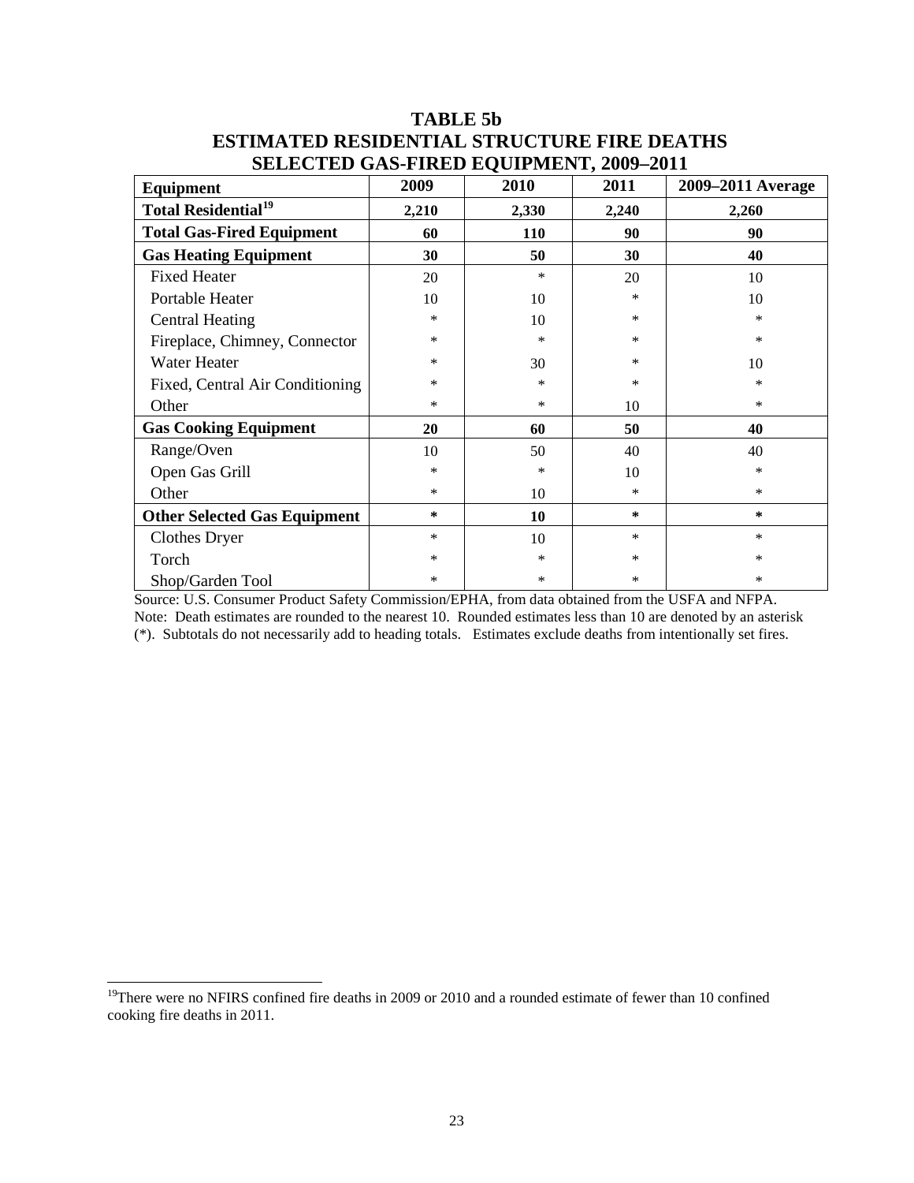# TABLE 5b
# ESTIMATED RESIDENTIAL STRUCTURE FIRE DEATHS
# SELECTED GAS-FIRED EQUIPMENT, 2009–2011

| Equipment | 2009 | 2010 | 2011 | 2009–2011 Average |
|---|---|---|---|---|
| **Total Residential**[19] | **2,210** | **2,330** | **2,240** | **2,260** |
| **Total Gas-Fired Equipment** | **60** | **110** | **90** | **90** |
| **Gas Heating Equipment** | **30** | **50** | **30** | **40** |
| Fixed Heater | 20 | * | 20 | 10 |
| Portable Heater | 10 | 10 | * | 10 |
| Central Heating | * | 10 | * | * |
| Fireplace, Chimney, Connector | * | * | * | * |
| Water Heater | * | 30 | * | 10 |
| Fixed, Central Air Conditioning | * | * | * | * |
| Other | * | * | 10 | * |
| **Gas Cooking Equipment** | **20** | **60** | **50** | **40** |
| Range/Oven | 10 | 50 | 40 | 40 |
| Open Gas Grill | * | * | 10 | * |
| Other | * | 10 | * | * |
| **Other Selected Gas Equipment** | **\*** | **10** | **\*** | **\*** |
| Clothes Dryer | * | 10 | * | * |
| Torch | * | * | * | * |
| Shop/Garden Tool | * | * | * | * |

Source: U.S. Consumer Product Safety Commission/EPHA, from data obtained from the USFA and NFPA.
Note: Death estimates are rounded to the nearest 10. Rounded estimates less than 10 are denoted by an asterisk (*). Subtotals do not necessarily add to heading totals. Estimates exclude deaths from intentionally set fires.

---

[19] There were no NFIRS confined fire deaths in 2009 or 2010 and a rounded estimate of fewer than 10 confined cooking fire deaths in 2011.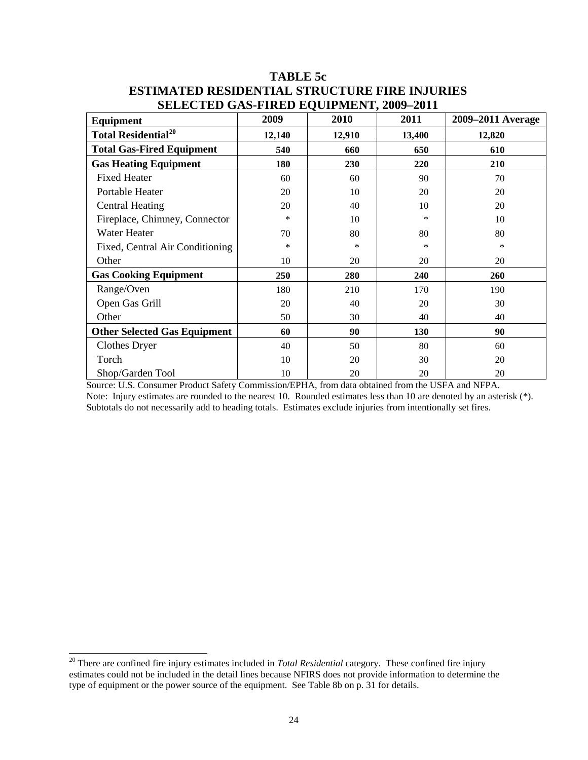# TABLE 5c
## ESTIMATED RESIDENTIAL STRUCTURE FIRE INJURIES
## SELECTED GAS-FIRED EQUIPMENT, 2009–2011

| Equipment | 2009 | 2010 | 2011 | 2009–2011 Average |
|---|---|---|---|---|
| **Total Residential[20]** | **12,140** | **12,910** | **13,400** | **12,820** |
| **Total Gas-Fired Equipment** | **540** | **660** | **650** | **610** |
| **Gas Heating Equipment** | **180** | **230** | **220** | **210** |
| Fixed Heater | 60 | 60 | 90 | 70 |
| Portable Heater | 20 | 10 | 20 | 20 |
| Central Heating | 20 | 40 | 10 | 20 |
| Fireplace, Chimney, Connector | * | 10 | * | 10 |
| Water Heater | 70 | 80 | 80 | 80 |
| Fixed, Central Air Conditioning | * | * | * | * |
| Other | 10 | 20 | 20 | 20 |
| **Gas Cooking Equipment** | **250** | **280** | **240** | **260** |
| Range/Oven | 180 | 210 | 170 | 190 |
| Open Gas Grill | 20 | 40 | 20 | 30 |
| Other | 50 | 30 | 40 | 40 |
| **Other Selected Gas Equipment** | **60** | **90** | **130** | **90** |
| Clothes Dryer | 40 | 50 | 80 | 60 |
| Torch | 10 | 20 | 30 | 20 |
| Shop/Garden Tool | 10 | 20 | 20 | 20 |

Source: U.S. Consumer Product Safety Commission/EPHA, from data obtained from the USFA and NFPA.
Note: Injury estimates are rounded to the nearest 10. Rounded estimates less than 10 are denoted by an asterisk (*). Subtotals do not necessarily add to heading totals. Estimates exclude injuries from intentionally set fires.

[20] There are confined fire injury estimates included in *Total Residential* category. These confined fire injury estimates could not be included in the detail lines because NFIRS does not provide information to determine the type of equipment or the power source of the equipment. See Table 8b on p. 31 for details.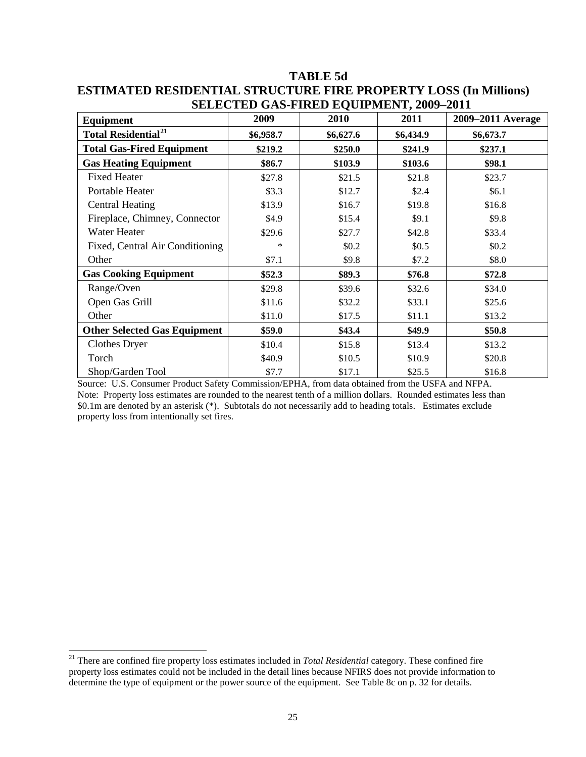# TABLE 5d

## ESTIMATED RESIDENTIAL STRUCTURE FIRE PROPERTY LOSS (In Millions) SELECTED GAS-FIRED EQUIPMENT, 2009–2011

| Equipment | 2009 | 2010 | 2011 | 2009–2011 Average |
|---|---|---|---|---|
| **Total Residential**[21] | **$6,958.7** | **$6,627.6** | **$6,434.9** | **$6,673.7** |
| **Total Gas-Fired Equipment** | **$219.2** | **$250.0** | **$241.9** | **$237.1** |
| **Gas Heating Equipment** | **$86.7** | **$103.9** | **$103.6** | **$98.1** |
| Fixed Heater | $27.8 | $21.5 | $21.8 | $23.7 |
| Portable Heater | $3.3 | $12.7 | $2.4 | $6.1 |
| Central Heating | $13.9 | $16.7 | $19.8 | $16.8 |
| Fireplace, Chimney, Connector | $4.9 | $15.4 | $9.1 | $9.8 |
| Water Heater | $29.6 | $27.7 | $42.8 | $33.4 |
| Fixed, Central Air Conditioning | * | $0.2 | $0.5 | $0.2 |
| Other | $7.1 | $9.8 | $7.2 | $8.0 |
| **Gas Cooking Equipment** | **$52.3** | **$89.3** | **$76.8** | **$72.8** |
| Range/Oven | $29.8 | $39.6 | $32.6 | $34.0 |
| Open Gas Grill | $11.6 | $32.2 | $33.1 | $25.6 |
| Other | $11.0 | $17.5 | $11.1 | $13.2 |
| **Other Selected Gas Equipment** | **$59.0** | **$43.4** | **$49.9** | **$50.8** |
| Clothes Dryer | $10.4 | $15.8 | $13.4 | $13.2 |
| Torch | $40.9 | $10.5 | $10.9 | $20.8 |
| Shop/Garden Tool | $7.7 | $17.1 | $25.5 | $16.8 |

Source: U.S. Consumer Product Safety Commission/EPHA, from data obtained from the USFA and NFPA.
Note: Property loss estimates are rounded to the nearest tenth of a million dollars. Rounded estimates less than $0.1m are denoted by an asterisk (*). Subtotals do not necessarily add to heading totals. Estimates exclude property loss from intentionally set fires.

---

[21] There are confined fire property loss estimates included in *Total Residential* category. These confined fire property loss estimates could not be included in the detail lines because NFIRS does not provide information to determine the type of equipment or the power source of the equipment. See Table 8c on p. 32 for details.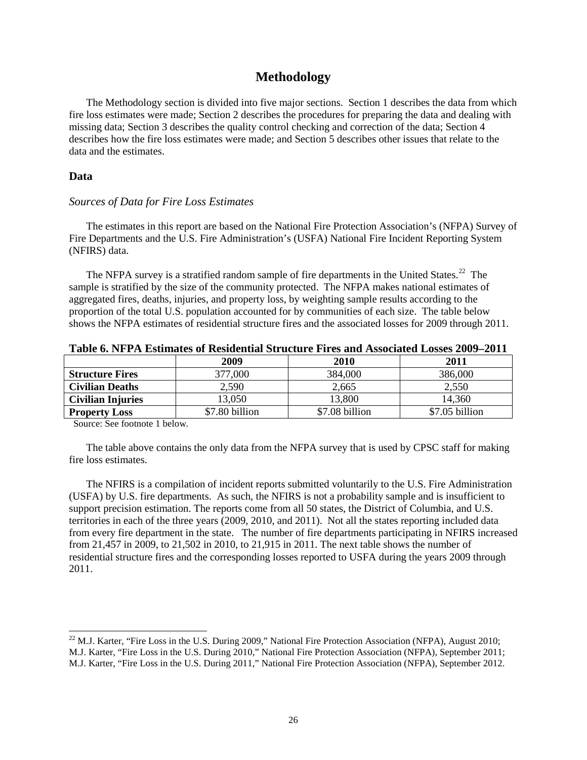# Methodology

The Methodology section is divided into five major sections. Section 1 describes the data from which fire loss estimates were made; Section 2 describes the procedures for preparing the data and dealing with missing data; Section 3 describes the quality control checking and correction of the data; Section 4 describes how the fire loss estimates were made; and Section 5 describes other issues that relate to the data and the estimates.

## Data

### *Sources of Data for Fire Loss Estimates*

The estimates in this report are based on the National Fire Protection Association's (NFPA) Survey of Fire Departments and the U.S. Fire Administration's (USFA) National Fire Incident Reporting System (NFIRS) data.

The NFPA survey is a stratified random sample of fire departments in the United States.[22] The sample is stratified by the size of the community protected. The NFPA makes national estimates of aggregated fires, deaths, injuries, and property loss, by weighting sample results according to the proportion of the total U.S. population accounted for by communities of each size. The table below shows the NFPA estimates of residential structure fires and the associated losses for 2009 through 2011.

**Table 6. NFPA Estimates of Residential Structure Fires and Associated Losses 2009–2011**

| | 2009 | 2010 | 2011 |
|---|---|---|---|
| **Structure Fires** | 377,000 | 384,000 | 386,000 |
| **Civilian Deaths** | 2,590 | 2,665 | 2,550 |
| **Civilian Injuries** | 13,050 | 13,800 | 14,360 |
| **Property Loss** | \$7.80 billion | \$7.08 billion | \$7.05 billion |

Source: See footnote 1 below.

The table above contains the only data from the NFPA survey that is used by CPSC staff for making fire loss estimates.

The NFIRS is a compilation of incident reports submitted voluntarily to the U.S. Fire Administration (USFA) by U.S. fire departments. As such, the NFIRS is not a probability sample and is insufficient to support precision estimation. The reports come from all 50 states, the District of Columbia, and U.S. territories in each of the three years (2009, 2010, and 2011). Not all the states reporting included data from every fire department in the state. The number of fire departments participating in NFIRS increased from 21,457 in 2009, to 21,502 in 2010, to 21,915 in 2011. The next table shows the number of residential structure fires and the corresponding losses reported to USFA during the years 2009 through 2011.

---

[22] M.J. Karter, "Fire Loss in the U.S. During 2009," National Fire Protection Association (NFPA), August 2010; M.J. Karter, "Fire Loss in the U.S. During 2010," National Fire Protection Association (NFPA), September 2011; M.J. Karter, "Fire Loss in the U.S. During 2011," National Fire Protection Association (NFPA), September 2012.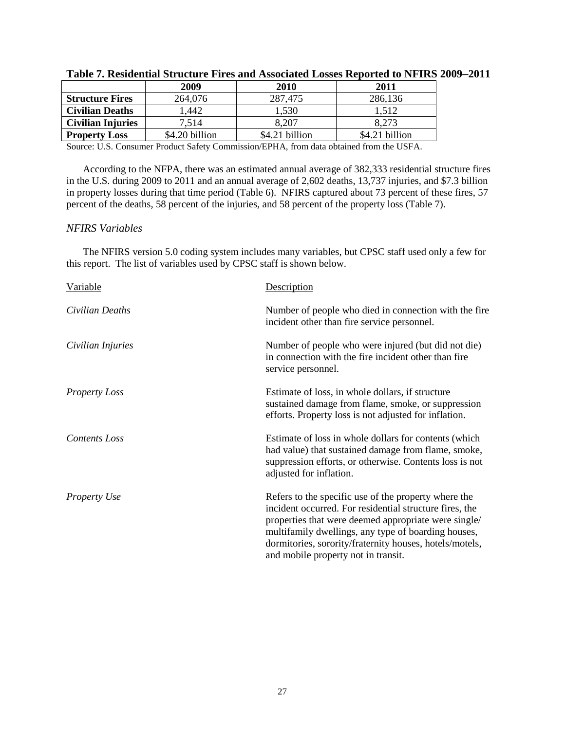**Table 7. Residential Structure Fires and Associated Losses Reported to NFIRS 2009–2011**

| | 2009 | 2010 | 2011 |
|---|---|---|---|
| **Structure Fires** | 264,076 | 287,475 | 286,136 |
| **Civilian Deaths** | 1,442 | 1,530 | 1,512 |
| **Civilian Injuries** | 7,514 | 8,207 | 8,273 |
| **Property Loss** | $4.20 billion | $4.21 billion | $4.21 billion |

Source: U.S. Consumer Product Safety Commission/EPHA, from data obtained from the USFA.

According to the NFPA, there was an estimated annual average of 382,333 residential structure fires in the U.S. during 2009 to 2011 and an annual average of 2,602 deaths, 13,737 injuries, and $7.3 billion in property losses during that time period (Table 6). NFIRS captured about 73 percent of these fires, 57 percent of the deaths, 58 percent of the injuries, and 58 percent of the property loss (Table 7).

### *NFIRS Variables*

The NFIRS version 5.0 coding system includes many variables, but CPSC staff used only a few for this report. The list of variables used by CPSC staff is shown below.

| Variable | Description |
|---|---|
| *Civilian Deaths* | Number of people who died in connection with the fire incident other than fire service personnel. |
| *Civilian Injuries* | Number of people who were injured (but did not die) in connection with the fire incident other than fire service personnel. |
| *Property Loss* | Estimate of loss, in whole dollars, if structure sustained damage from flame, smoke, or suppression efforts. Property loss is not adjusted for inflation. |
| *Contents Loss* | Estimate of loss in whole dollars for contents (which had value) that sustained damage from flame, smoke, suppression efforts, or otherwise. Contents loss is not adjusted for inflation. |
| *Property Use* | Refers to the specific use of the property where the incident occurred. For residential structure fires, the properties that were deemed appropriate were single/ multifamily dwellings, any type of boarding houses, dormitories, sorority/fraternity houses, hotels/motels, and mobile property not in transit. |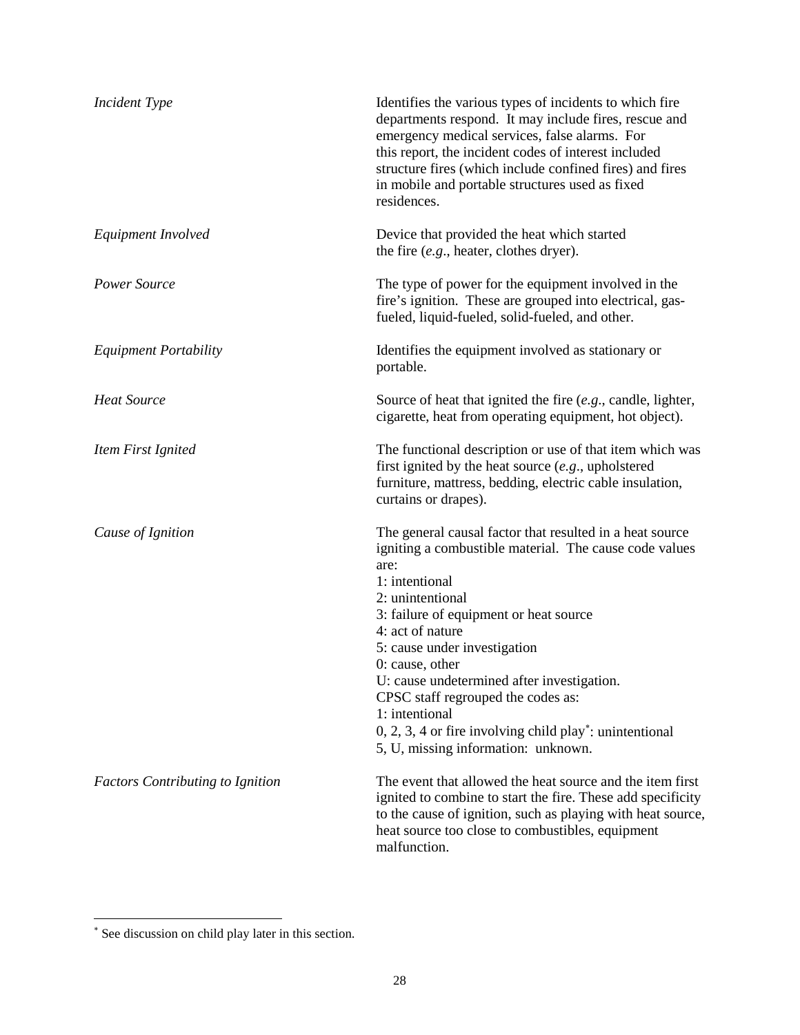| | |
|---|---|
| *Incident Type* | Identifies the various types of incidents to which fire departments respond. It may include fires, rescue and emergency medical services, false alarms. For this report, the incident codes of interest included structure fires (which include confined fires) and fires in mobile and portable structures used as fixed residences. |
| *Equipment Involved* | Device that provided the heat which started the fire (*e.g*., heater, clothes dryer). |
| *Power Source* | The type of power for the equipment involved in the fire's ignition. These are grouped into electrical, gas-fueled, liquid-fueled, solid-fueled, and other. |
| *Equipment Portability* | Identifies the equipment involved as stationary or portable. |
| *Heat Source* | Source of heat that ignited the fire (*e.g*., candle, lighter, cigarette, heat from operating equipment, hot object). |
| *Item First Ignited* | The functional description or use of that item which was first ignited by the heat source (*e.g*., upholstered furniture, mattress, bedding, electric cable insulation, curtains or drapes). |
| *Cause of Ignition* | The general causal factor that resulted in a heat source igniting a combustible material. The cause code values are:<br>1: intentional<br>2: unintentional<br>3: failure of equipment or heat source<br>4: act of nature<br>5: cause under investigation<br>0: cause, other<br>U: cause undetermined after investigation.<br>CPSC staff regrouped the codes as:<br>1: intentional<br>0, 2, 3, 4 or fire involving child play*: unintentional<br>5, U, missing information: unknown. |
| *Factors Contributing to Ignition* | The event that allowed the heat source and the item first ignited to combine to start the fire. These add specificity to the cause of ignition, such as playing with heat source, heat source too close to combustibles, equipment malfunction. |

* See discussion on child play later in this section.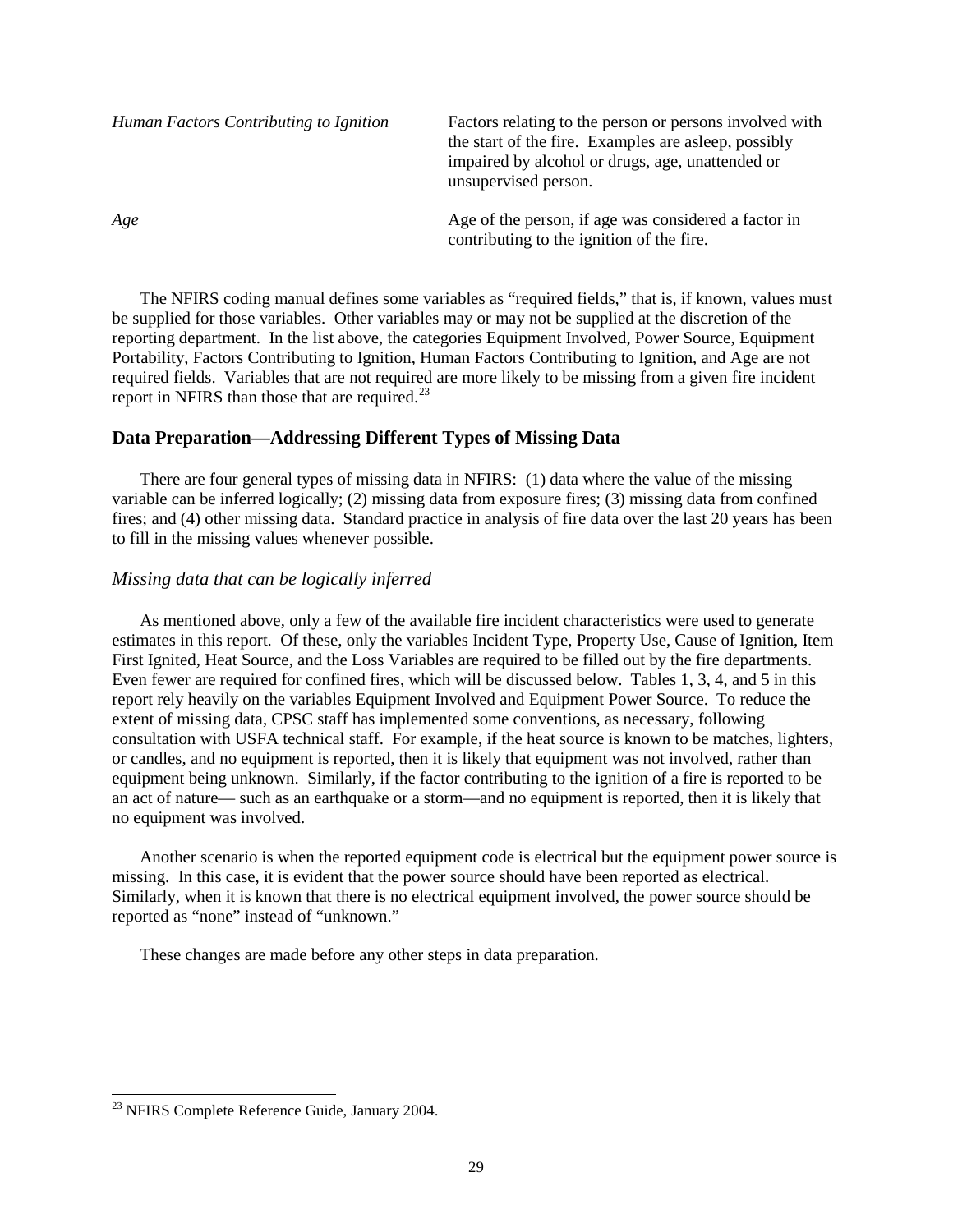| | |
|---|---|
| *Human Factors Contributing to Ignition* | Factors relating to the person or persons involved with the start of the fire. Examples are asleep, possibly impaired by alcohol or drugs, age, unattended or unsupervised person. |
| *Age* | Age of the person, if age was considered a factor in contributing to the ignition of the fire. |

The NFIRS coding manual defines some variables as "required fields," that is, if known, values must be supplied for those variables. Other variables may or may not be supplied at the discretion of the reporting department. In the list above, the categories Equipment Involved, Power Source, Equipment Portability, Factors Contributing to Ignition, Human Factors Contributing to Ignition, and Age are not required fields. Variables that are not required are more likely to be missing from a given fire incident report in NFIRS than those that are required.[23]

### Data Preparation—Addressing Different Types of Missing Data

There are four general types of missing data in NFIRS: (1) data where the value of the missing variable can be inferred logically; (2) missing data from exposure fires; (3) missing data from confined fires; and (4) other missing data. Standard practice in analysis of fire data over the last 20 years has been to fill in the missing values whenever possible.

#### *Missing data that can be logically inferred*

As mentioned above, only a few of the available fire incident characteristics were used to generate estimates in this report. Of these, only the variables Incident Type, Property Use, Cause of Ignition, Item First Ignited, Heat Source, and the Loss Variables are required to be filled out by the fire departments. Even fewer are required for confined fires, which will be discussed below. Tables 1, 3, 4, and 5 in this report rely heavily on the variables Equipment Involved and Equipment Power Source. To reduce the extent of missing data, CPSC staff has implemented some conventions, as necessary, following consultation with USFA technical staff. For example, if the heat source is known to be matches, lighters, or candles, and no equipment is reported, then it is likely that equipment was not involved, rather than equipment being unknown. Similarly, if the factor contributing to the ignition of a fire is reported to be an act of nature— such as an earthquake or a storm—and no equipment is reported, then it is likely that no equipment was involved.

Another scenario is when the reported equipment code is electrical but the equipment power source is missing. In this case, it is evident that the power source should have been reported as electrical. Similarly, when it is known that there is no electrical equipment involved, the power source should be reported as "none" instead of "unknown."

These changes are made before any other steps in data preparation.

[23] NFIRS Complete Reference Guide, January 2004.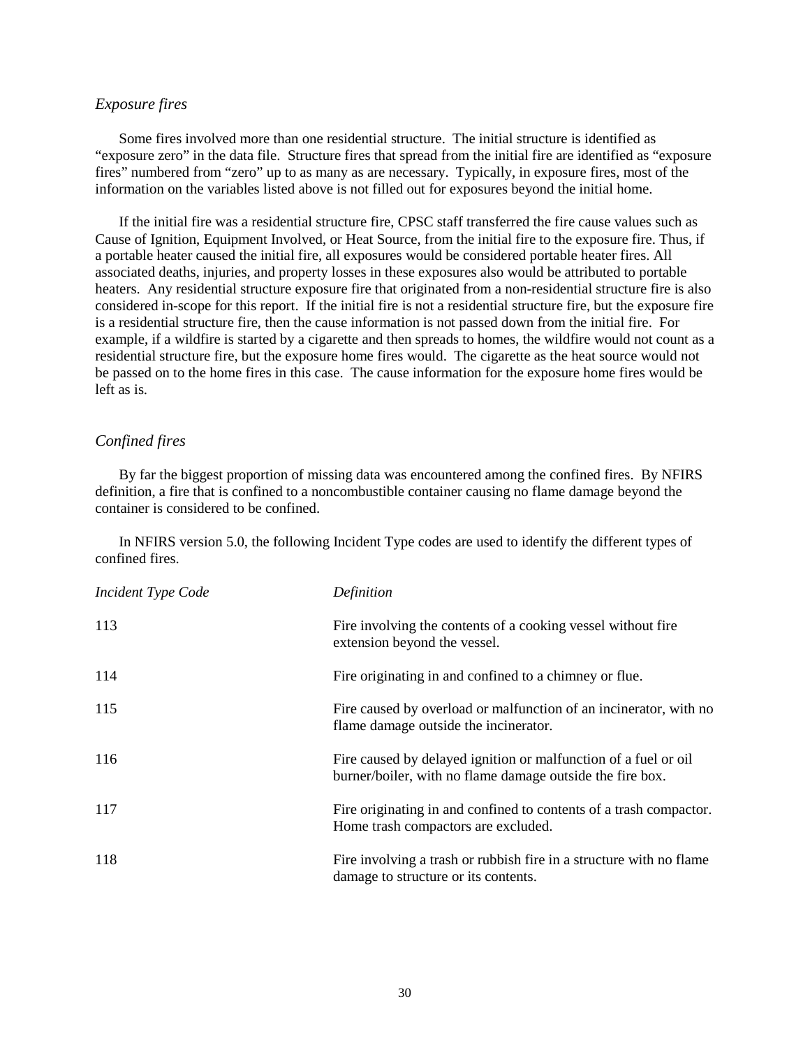### *Exposure fires*

Some fires involved more than one residential structure. The initial structure is identified as "exposure zero" in the data file. Structure fires that spread from the initial fire are identified as "exposure fires" numbered from "zero" up to as many as are necessary. Typically, in exposure fires, most of the information on the variables listed above is not filled out for exposures beyond the initial home.

If the initial fire was a residential structure fire, CPSC staff transferred the fire cause values such as Cause of Ignition, Equipment Involved, or Heat Source, from the initial fire to the exposure fire. Thus, if a portable heater caused the initial fire, all exposures would be considered portable heater fires. All associated deaths, injuries, and property losses in these exposures also would be attributed to portable heaters. Any residential structure exposure fire that originated from a non-residential structure fire is also considered in-scope for this report. If the initial fire is not a residential structure fire, but the exposure fire is a residential structure fire, then the cause information is not passed down from the initial fire. For example, if a wildfire is started by a cigarette and then spreads to homes, the wildfire would not count as a residential structure fire, but the exposure home fires would. The cigarette as the heat source would not be passed on to the home fires in this case. The cause information for the exposure home fires would be left as is.

### *Confined fires*

By far the biggest proportion of missing data was encountered among the confined fires. By NFIRS definition, a fire that is confined to a noncombustible container causing no flame damage beyond the container is considered to be confined.

In NFIRS version 5.0, the following Incident Type codes are used to identify the different types of confined fires.

| *Incident Type Code* | *Definition* |
|---|---|
| 113 | Fire involving the contents of a cooking vessel without fire extension beyond the vessel. |
| 114 | Fire originating in and confined to a chimney or flue. |
| 115 | Fire caused by overload or malfunction of an incinerator, with no flame damage outside the incinerator. |
| 116 | Fire caused by delayed ignition or malfunction of a fuel or oil burner/boiler, with no flame damage outside the fire box. |
| 117 | Fire originating in and confined to contents of a trash compactor. Home trash compactors are excluded. |
| 118 | Fire involving a trash or rubbish fire in a structure with no flame damage to structure or its contents. |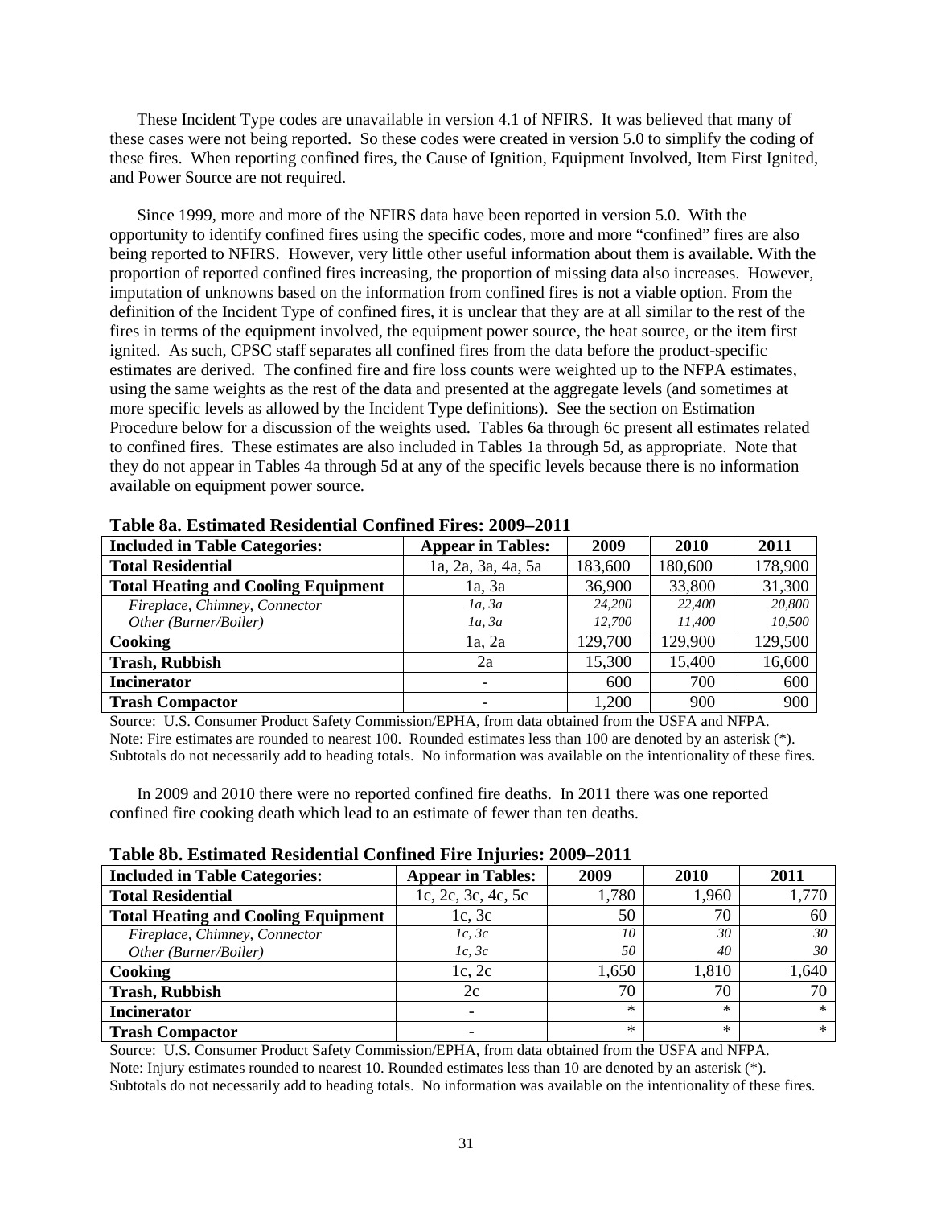These Incident Type codes are unavailable in version 4.1 of NFIRS. It was believed that many of these cases were not being reported. So these codes were created in version 5.0 to simplify the coding of these fires. When reporting confined fires, the Cause of Ignition, Equipment Involved, Item First Ignited, and Power Source are not required.

Since 1999, more and more of the NFIRS data have been reported in version 5.0. With the opportunity to identify confined fires using the specific codes, more and more "confined" fires are also being reported to NFIRS. However, very little other useful information about them is available. With the proportion of reported confined fires increasing, the proportion of missing data also increases. However, imputation of unknowns based on the information from confined fires is not a viable option. From the definition of the Incident Type of confined fires, it is unclear that they are at all similar to the rest of the fires in terms of the equipment involved, the equipment power source, the heat source, or the item first ignited. As such, CPSC staff separates all confined fires from the data before the product-specific estimates are derived. The confined fire and fire loss counts were weighted up to the NFPA estimates, using the same weights as the rest of the data and presented at the aggregate levels (and sometimes at more specific levels as allowed by the Incident Type definitions). See the section on Estimation Procedure below for a discussion of the weights used. Tables 6a through 6c present all estimates related to confined fires. These estimates are also included in Tables 1a through 5d, as appropriate. Note that they do not appear in Tables 4a through 5d at any of the specific levels because there is no information available on equipment power source.

**Table 8a. Estimated Residential Confined Fires: 2009–2011**

| Included in Table Categories: | Appear in Tables: | 2009 | 2010 | 2011 |
|---|---|---|---|---|
| **Total Residential** | 1a, 2a, 3a, 4a, 5a | 183,600 | 180,600 | 178,900 |
| **Total Heating and Cooling Equipment** | 1a, 3a | 36,900 | 33,800 | 31,300 |
| *Fireplace, Chimney, Connector* | *1a, 3a* | *24,200* | *22,400* | *20,800* |
| *Other (Burner/Boiler)* | *1a, 3a* | *12,700* | *11,400* | *10,500* |
| **Cooking** | 1a, 2a | 129,700 | 129,900 | 129,500 |
| **Trash, Rubbish** | 2a | 15,300 | 15,400 | 16,600 |
| **Incinerator** | - | 600 | 700 | 600 |
| **Trash Compactor** | - | 1,200 | 900 | 900 |

Source: U.S. Consumer Product Safety Commission/EPHA, from data obtained from the USFA and NFPA.
Note: Fire estimates are rounded to nearest 100. Rounded estimates less than 100 are denoted by an asterisk (*). Subtotals do not necessarily add to heading totals. No information was available on the intentionality of these fires.

In 2009 and 2010 there were no reported confined fire deaths. In 2011 there was one reported confined fire cooking death which lead to an estimate of fewer than ten deaths.

**Table 8b. Estimated Residential Confined Fire Injuries: 2009–2011**

| Included in Table Categories: | Appear in Tables: | 2009 | 2010 | 2011 |
|---|---|---|---|---|
| **Total Residential** | 1c, 2c, 3c, 4c, 5c | 1,780 | 1,960 | 1,770 |
| **Total Heating and Cooling Equipment** | 1c, 3c | 50 | 70 | 60 |
| *Fireplace, Chimney, Connector* | *1c, 3c* | *10* | *30* | *30* |
| *Other (Burner/Boiler)* | *1c, 3c* | *50* | *40* | *30* |
| **Cooking** | 1c, 2c | 1,650 | 1,810 | 1,640 |
| **Trash, Rubbish** | 2c | 70 | 70 | 70 |
| **Incinerator** | - | * | * | * |
| **Trash Compactor** | - | * | * | * |

Source: U.S. Consumer Product Safety Commission/EPHA, from data obtained from the USFA and NFPA.
Note: Injury estimates rounded to nearest 10. Rounded estimates less than 10 are denoted by an asterisk (*). Subtotals do not necessarily add to heading totals. No information was available on the intentionality of these fires.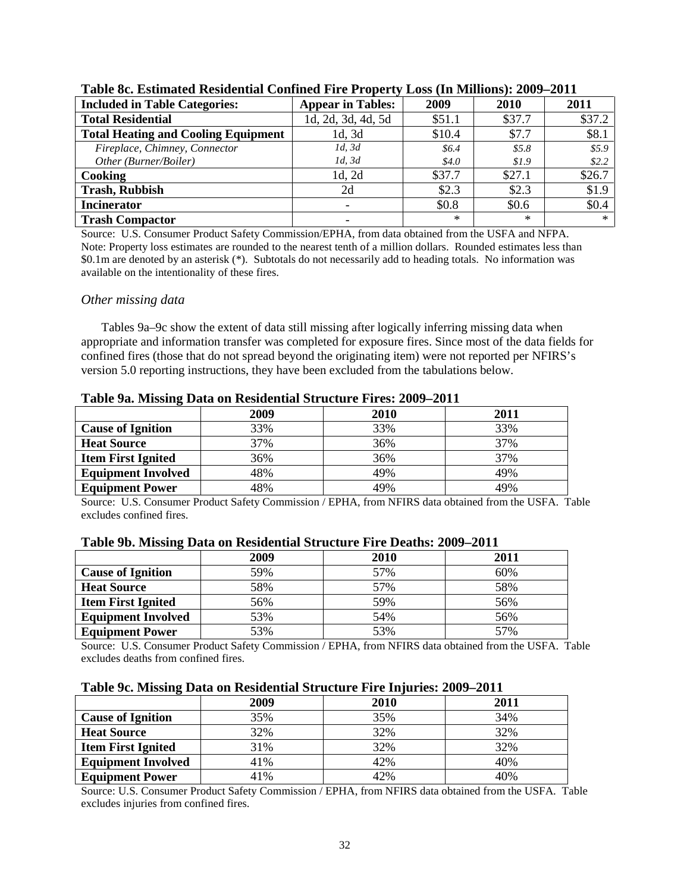**Table 8c. Estimated Residential Confined Fire Property Loss (In Millions): 2009–2011**

| Included in Table Categories: | Appear in Tables: | 2009 | 2010 | 2011 |
|---|---|---|---|---|
| **Total Residential** | 1d, 2d, 3d, 4d, 5d | $51.1 | $37.7 | $37.2 |
| **Total Heating and Cooling Equipment** | 1d, 3d | $10.4 | $7.7 | $8.1 |
| *Fireplace, Chimney, Connector* | *1d, 3d* | *$6.4* | *$5.8* | *$5.9* |
| *Other (Burner/Boiler)* | *1d, 3d* | *$4.0* | *$1.9* | *$2.2* |
| **Cooking** | 1d, 2d | $37.7 | $27.1 | $26.7 |
| **Trash, Rubbish** | 2d | $2.3 | $2.3 | $1.9 |
| **Incinerator** | - | $0.8 | $0.6 | $0.4 |
| **Trash Compactor** | - | * | * | * |

Source: U.S. Consumer Product Safety Commission/EPHA, from data obtained from the USFA and NFPA.
Note: Property loss estimates are rounded to the nearest tenth of a million dollars. Rounded estimates less than $0.1m are denoted by an asterisk (*). Subtotals do not necessarily add to heading totals. No information was available on the intentionality of these fires.

### *Other missing data*

Tables 9a–9c show the extent of data still missing after logically inferring missing data when appropriate and information transfer was completed for exposure fires. Since most of the data fields for confined fires (those that do not spread beyond the originating item) were not reported per NFIRS's version 5.0 reporting instructions, they have been excluded from the tabulations below.

**Table 9a. Missing Data on Residential Structure Fires: 2009–2011**

| | 2009 | 2010 | 2011 |
|---|---|---|---|
| **Cause of Ignition** | 33% | 33% | 33% |
| **Heat Source** | 37% | 36% | 37% |
| **Item First Ignited** | 36% | 36% | 37% |
| **Equipment Involved** | 48% | 49% | 49% |
| **Equipment Power** | 48% | 49% | 49% |

Source: U.S. Consumer Product Safety Commission / EPHA, from NFIRS data obtained from the USFA. Table excludes confined fires.

**Table 9b. Missing Data on Residential Structure Fire Deaths: 2009–2011**

| | 2009 | 2010 | 2011 |
|---|---|---|---|
| **Cause of Ignition** | 59% | 57% | 60% |
| **Heat Source** | 58% | 57% | 58% |
| **Item First Ignited** | 56% | 59% | 56% |
| **Equipment Involved** | 53% | 54% | 56% |
| **Equipment Power** | 53% | 53% | 57% |

Source: U.S. Consumer Product Safety Commission / EPHA, from NFIRS data obtained from the USFA. Table excludes deaths from confined fires.

**Table 9c. Missing Data on Residential Structure Fire Injuries: 2009–2011**

| | 2009 | 2010 | 2011 |
|---|---|---|---|
| **Cause of Ignition** | 35% | 35% | 34% |
| **Heat Source** | 32% | 32% | 32% |
| **Item First Ignited** | 31% | 32% | 32% |
| **Equipment Involved** | 41% | 42% | 40% |
| **Equipment Power** | 41% | 42% | 40% |

Source: U.S. Consumer Product Safety Commission / EPHA, from NFIRS data obtained from the USFA. Table excludes injuries from confined fires.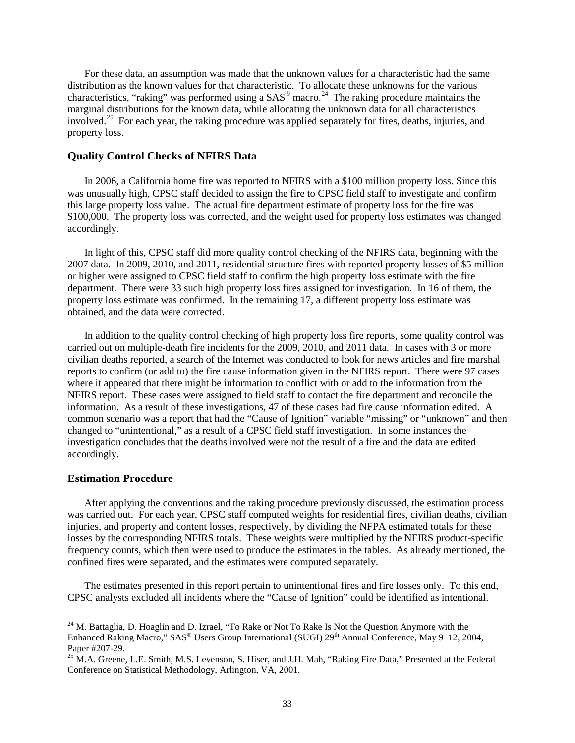For these data, an assumption was made that the unknown values for a characteristic had the same distribution as the known values for that characteristic. To allocate these unknowns for the various characteristics, "raking" was performed using a SAS® macro.[24] The raking procedure maintains the marginal distributions for the known data, while allocating the unknown data for all characteristics involved.[25] For each year, the raking procedure was applied separately for fires, deaths, injuries, and property loss.

### Quality Control Checks of NFIRS Data

In 2006, a California home fire was reported to NFIRS with a $100 million property loss. Since this was unusually high, CPSC staff decided to assign the fire to CPSC field staff to investigate and confirm this large property loss value. The actual fire department estimate of property loss for the fire was $100,000. The property loss was corrected, and the weight used for property loss estimates was changed accordingly.

In light of this, CPSC staff did more quality control checking of the NFIRS data, beginning with the 2007 data. In 2009, 2010, and 2011, residential structure fires with reported property losses of $5 million or higher were assigned to CPSC field staff to confirm the high property loss estimate with the fire department. There were 33 such high property loss fires assigned for investigation. In 16 of them, the property loss estimate was confirmed. In the remaining 17, a different property loss estimate was obtained, and the data were corrected.

In addition to the quality control checking of high property loss fire reports, some quality control was carried out on multiple-death fire incidents for the 2009, 2010, and 2011 data. In cases with 3 or more civilian deaths reported, a search of the Internet was conducted to look for news articles and fire marshal reports to confirm (or add to) the fire cause information given in the NFIRS report. There were 97 cases where it appeared that there might be information to conflict with or add to the information from the NFIRS report. These cases were assigned to field staff to contact the fire department and reconcile the information. As a result of these investigations, 47 of these cases had fire cause information edited. A common scenario was a report that had the "Cause of Ignition" variable "missing" or "unknown" and then changed to "unintentional," as a result of a CPSC field staff investigation. In some instances the investigation concludes that the deaths involved were not the result of a fire and the data are edited accordingly.

### Estimation Procedure

After applying the conventions and the raking procedure previously discussed, the estimation process was carried out. For each year, CPSC staff computed weights for residential fires, civilian deaths, civilian injuries, and property and content losses, respectively, by dividing the NFPA estimated totals for these losses by the corresponding NFIRS totals. These weights were multiplied by the NFIRS product-specific frequency counts, which then were used to produce the estimates in the tables. As already mentioned, the confined fires were separated, and the estimates were computed separately.

The estimates presented in this report pertain to unintentional fires and fire losses only. To this end, CPSC analysts excluded all incidents where the "Cause of Ignition" could be identified as intentional.

---

[24] M. Battaglia, D. Hoaglin and D. Izrael, "To Rake or Not To Rake Is Not the Question Anymore with the Enhanced Raking Macro," SAS® Users Group International (SUGI) 29th Annual Conference, May 9–12, 2004, Paper #207-29.

[25] M.A. Greene, L.E. Smith, M.S. Levenson, S. Hiser, and J.H. Mah, "Raking Fire Data," Presented at the Federal Conference on Statistical Methodology, Arlington, VA, 2001.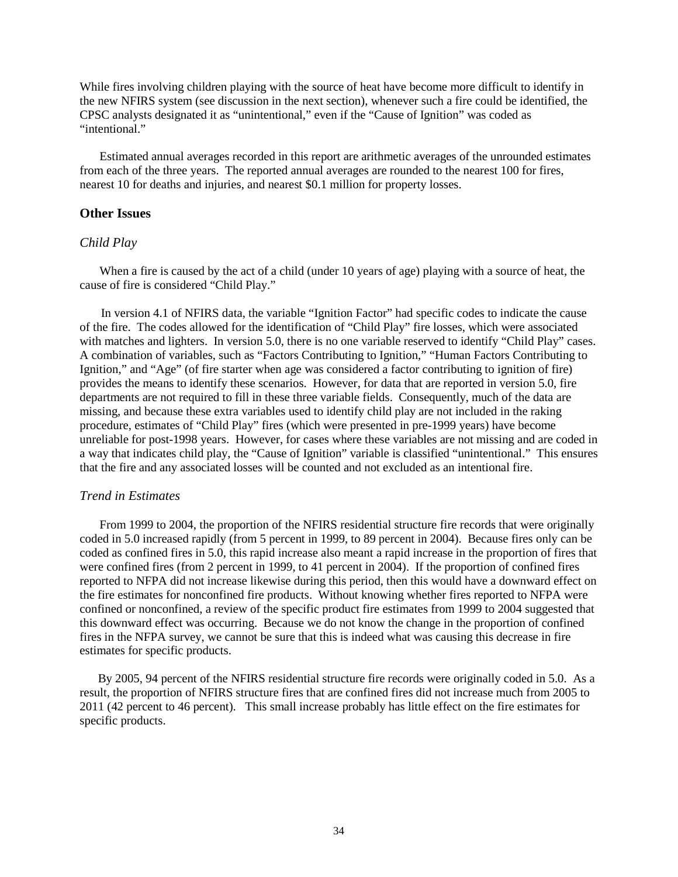While fires involving children playing with the source of heat have become more difficult to identify in the new NFIRS system (see discussion in the next section), whenever such a fire could be identified, the CPSC analysts designated it as "unintentional," even if the "Cause of Ignition" was coded as "intentional."

Estimated annual averages recorded in this report are arithmetic averages of the unrounded estimates from each of the three years. The reported annual averages are rounded to the nearest 100 for fires, nearest 10 for deaths and injuries, and nearest $0.1 million for property losses.

## Other Issues

### *Child Play*

When a fire is caused by the act of a child (under 10 years of age) playing with a source of heat, the cause of fire is considered "Child Play."

In version 4.1 of NFIRS data, the variable "Ignition Factor" had specific codes to indicate the cause of the fire. The codes allowed for the identification of "Child Play" fire losses, which were associated with matches and lighters. In version 5.0, there is no one variable reserved to identify "Child Play" cases. A combination of variables, such as "Factors Contributing to Ignition," "Human Factors Contributing to Ignition," and "Age" (of fire starter when age was considered a factor contributing to ignition of fire) provides the means to identify these scenarios. However, for data that are reported in version 5.0, fire departments are not required to fill in these three variable fields. Consequently, much of the data are missing, and because these extra variables used to identify child play are not included in the raking procedure, estimates of "Child Play" fires (which were presented in pre-1999 years) have become unreliable for post-1998 years. However, for cases where these variables are not missing and are coded in a way that indicates child play, the "Cause of Ignition" variable is classified "unintentional." This ensures that the fire and any associated losses will be counted and not excluded as an intentional fire.

### *Trend in Estimates*

From 1999 to 2004, the proportion of the NFIRS residential structure fire records that were originally coded in 5.0 increased rapidly (from 5 percent in 1999, to 89 percent in 2004). Because fires only can be coded as confined fires in 5.0, this rapid increase also meant a rapid increase in the proportion of fires that were confined fires (from 2 percent in 1999, to 41 percent in 2004). If the proportion of confined fires reported to NFPA did not increase likewise during this period, then this would have a downward effect on the fire estimates for nonconfined fire products. Without knowing whether fires reported to NFPA were confined or nonconfined, a review of the specific product fire estimates from 1999 to 2004 suggested that this downward effect was occurring. Because we do not know the change in the proportion of confined fires in the NFPA survey, we cannot be sure that this is indeed what was causing this decrease in fire estimates for specific products.

By 2005, 94 percent of the NFIRS residential structure fire records were originally coded in 5.0. As a result, the proportion of NFIRS structure fires that are confined fires did not increase much from 2005 to 2011 (42 percent to 46 percent). This small increase probably has little effect on the fire estimates for specific products.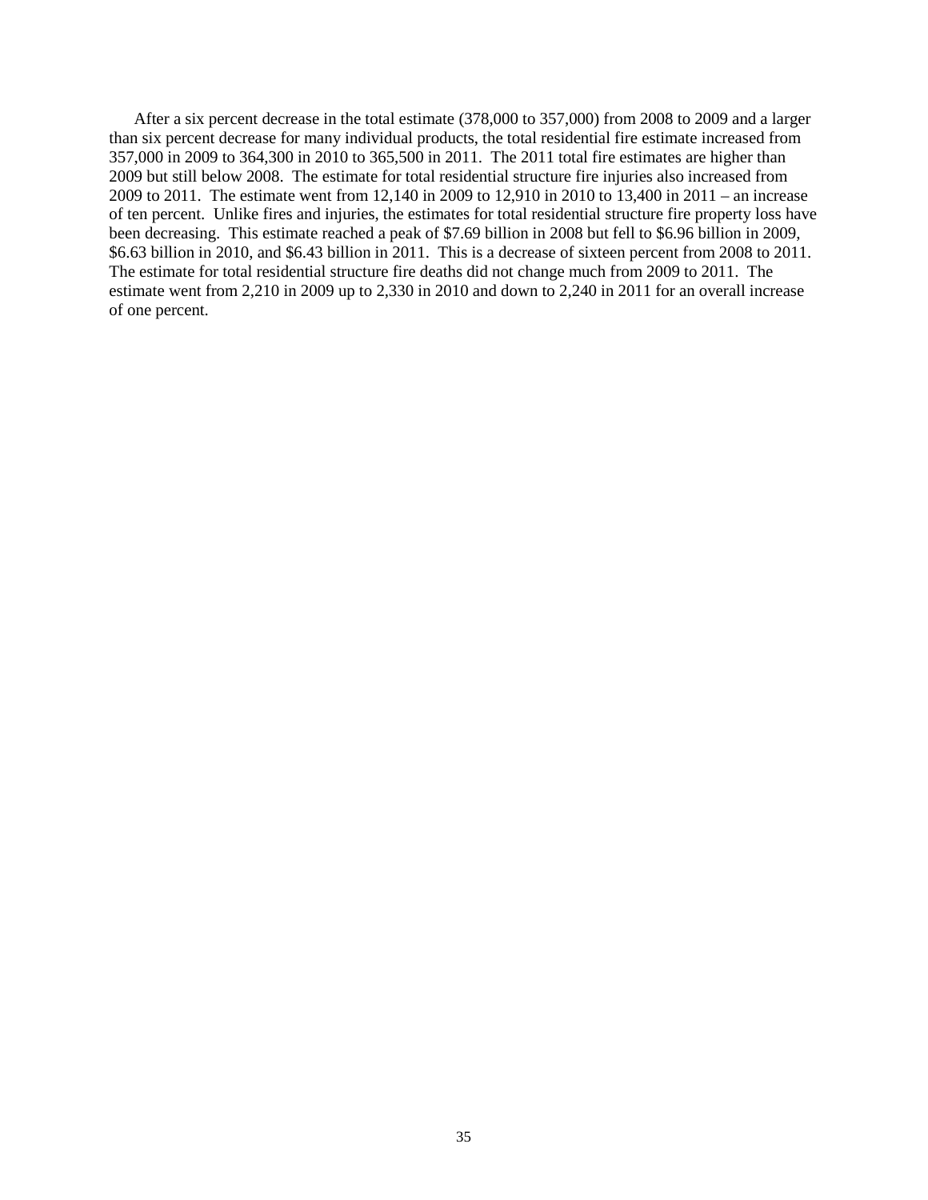After a six percent decrease in the total estimate (378,000 to 357,000) from 2008 to 2009 and a larger than six percent decrease for many individual products, the total residential fire estimate increased from 357,000 in 2009 to 364,300 in 2010 to 365,500 in 2011. The 2011 total fire estimates are higher than 2009 but still below 2008. The estimate for total residential structure fire injuries also increased from 2009 to 2011. The estimate went from 12,140 in 2009 to 12,910 in 2010 to 13,400 in 2011 – an increase of ten percent. Unlike fires and injuries, the estimates for total residential structure fire property loss have been decreasing. This estimate reached a peak of $7.69 billion in 2008 but fell to $6.96 billion in 2009, $6.63 billion in 2010, and $6.43 billion in 2011. This is a decrease of sixteen percent from 2008 to 2011. The estimate for total residential structure fire deaths did not change much from 2009 to 2011. The estimate went from 2,210 in 2009 up to 2,330 in 2010 and down to 2,240 in 2011 for an overall increase of one percent.